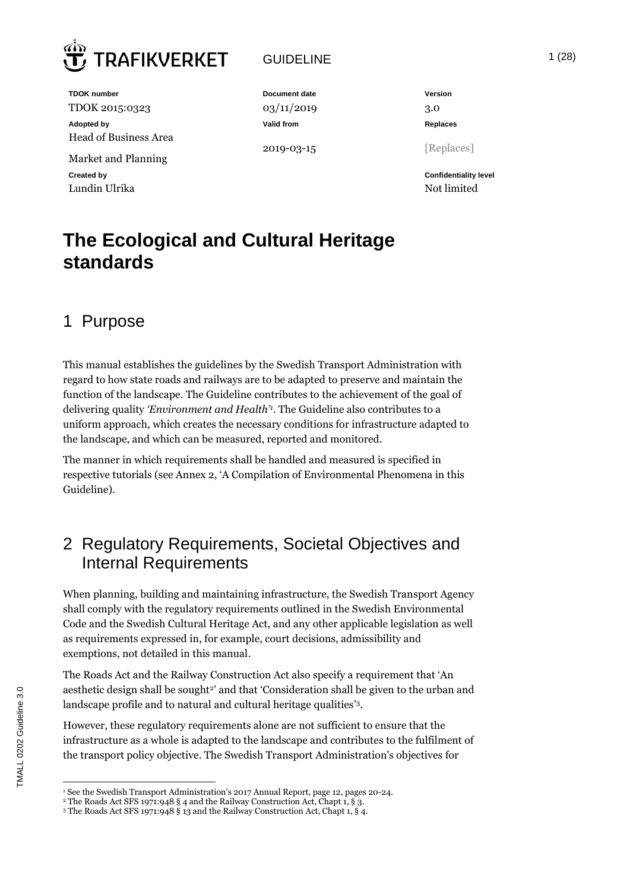TRAFIKVERKET

GUIDELINE

| TDOK number | Document date | Version |
| --- | --- | --- |
| TDOK 2015:0323 | 03/11/2019 | 3.0 |
| **Adopted by** | **Valid from** | **Replaces** |
| Head of Business Area Market and Planning | 2019-03-15 | [Replaces] |
| **Created by** | | **Confidentiality level** |
| Lundin Ulrika | | Not limited |

# The Ecological and Cultural Heritage standards

## 1 Purpose

This manual establishes the guidelines by the Swedish Transport Administration with regard to how state roads and railways are to be adapted to preserve and maintain the function of the landscape. The Guideline contributes to the achievement of the goal of delivering quality *'Environment and Health'*[1]. The Guideline also contributes to a uniform approach, which creates the necessary conditions for infrastructure adapted to the landscape, and which can be measured, reported and monitored.

The manner in which requirements shall be handled and measured is specified in respective tutorials (see Annex 2, 'A Compilation of Environmental Phenomena in this Guideline).

## 2 Regulatory Requirements, Societal Objectives and Internal Requirements

When planning, building and maintaining infrastructure, the Swedish Transport Agency shall comply with the regulatory requirements outlined in the Swedish Environmental Code and the Swedish Cultural Heritage Act, and any other applicable legislation as well as requirements expressed in, for example, court decisions, admissibility and exemptions, not detailed in this manual.

The Roads Act and the Railway Construction Act also specify a requirement that 'An aesthetic design shall be sought[2]' and that 'Consideration shall be given to the urban and landscape profile and to natural and cultural heritage qualities'[3].

However, these regulatory requirements alone are not sufficient to ensure that the infrastructure as a whole is adapted to the landscape and contributes to the fulfilment of the transport policy objective. The Swedish Transport Administration's objectives for

[1] See the Swedish Transport Administration's 2017 Annual Report, page 12, pages 20-24.
[2] The Roads Act SFS 1971:948 § 4 and the Railway Construction Act, Chapt 1, § 3.
[3] The Roads Act SFS 1971:948 § 13 and the Railway Construction Act, Chapt 1, § 4.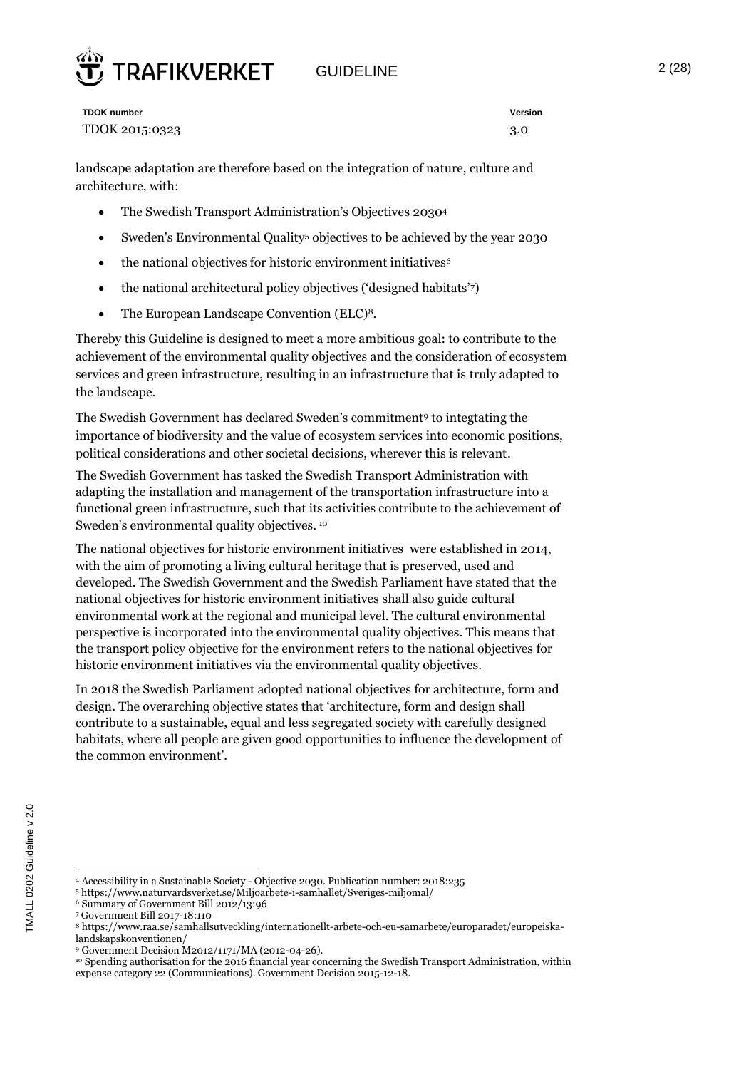landscape adaptation are therefore based on the integration of nature, culture and architecture, with:

- The Swedish Transport Administration's Objectives 2030[4]
- Sweden's Environmental Quality[5] objectives to be achieved by the year 2030
- the national objectives for historic environment initiatives[6]
- the national architectural policy objectives ('designed habitats'[7])
- The European Landscape Convention (ELC)[8].

Thereby this Guideline is designed to meet a more ambitious goal: to contribute to the achievement of the environmental quality objectives and the consideration of ecosystem services and green infrastructure, resulting in an infrastructure that is truly adapted to the landscape.

The Swedish Government has declared Sweden's commitment[9] to integtating the importance of biodiversity and the value of ecosystem services into economic positions, political considerations and other societal decisions, wherever this is relevant.

The Swedish Government has tasked the Swedish Transport Administration with adapting the installation and management of the transportation infrastructure into a functional green infrastructure, such that its activities contribute to the achievement of Sweden's environmental quality objectives. [10]

The national objectives for historic environment initiatives were established in 2014, with the aim of promoting a living cultural heritage that is preserved, used and developed. The Swedish Government and the Swedish Parliament have stated that the national objectives for historic environment initiatives shall also guide cultural environmental work at the regional and municipal level. The cultural environmental perspective is incorporated into the environmental quality objectives. This means that the transport policy objective for the environment refers to the national objectives for historic environment initiatives via the environmental quality objectives.

In 2018 the Swedish Parliament adopted national objectives for architecture, form and design. The overarching objective states that 'architecture, form and design shall contribute to a sustainable, equal and less segregated society with carefully designed habitats, where all people are given good opportunities to influence the development of the common environment'.

---

[4] Accessibility in a Sustainable Society - Objective 2030. Publication number: 2018:235

[5] https://www.naturvardsverket.se/Miljoarbete-i-samhallet/Sveriges-miljomal/

[6] Summary of Government Bill 2012/13:96

[7] Government Bill 2017-18:110

[8] https://www.raa.se/samhallsutveckling/internationellt-arbete-och-eu-samarbete/europaradet/europeiska-landskapskonventionen/

[9] Government Decision M2012/1171/MA (2012-04-26).

[10] Spending authorisation for the 2016 financial year concerning the Swedish Transport Administration, within expense category 22 (Communications). Government Decision 2015-12-18.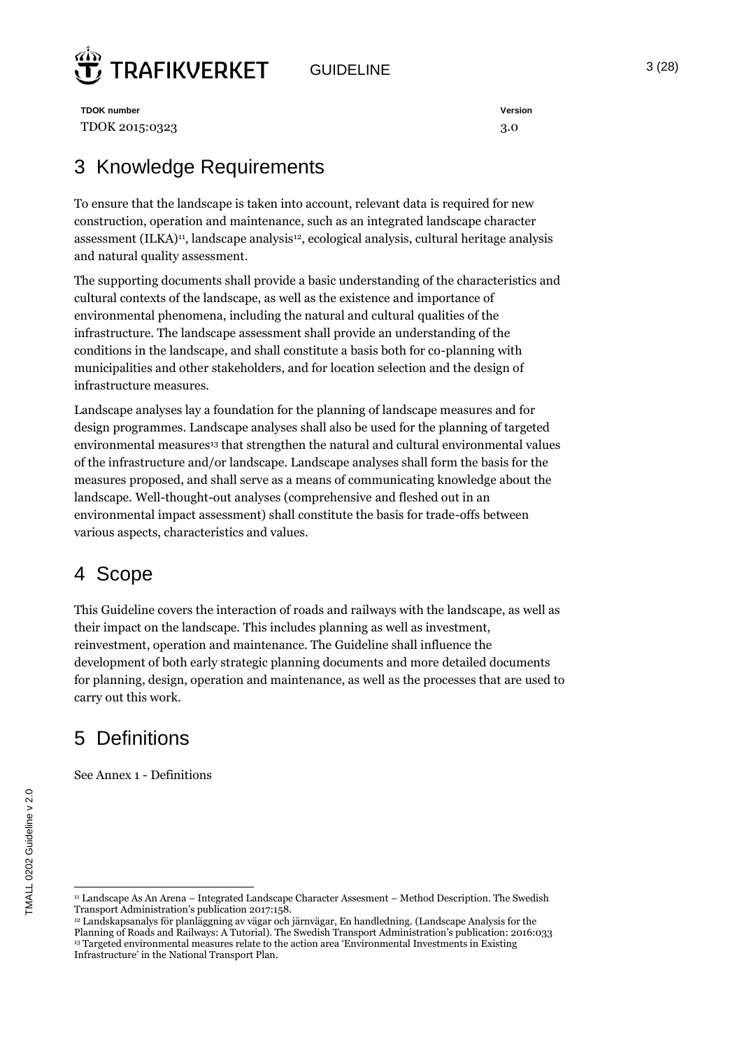# 3 Knowledge Requirements

To ensure that the landscape is taken into account, relevant data is required for new construction, operation and maintenance, such as an integrated landscape character assessment (ILKA)[11], landscape analysis[12], ecological analysis, cultural heritage analysis and natural quality assessment.

The supporting documents shall provide a basic understanding of the characteristics and cultural contexts of the landscape, as well as the existence and importance of environmental phenomena, including the natural and cultural qualities of the infrastructure. The landscape assessment shall provide an understanding of the conditions in the landscape, and shall constitute a basis both for co-planning with municipalities and other stakeholders, and for location selection and the design of infrastructure measures.

Landscape analyses lay a foundation for the planning of landscape measures and for design programmes. Landscape analyses shall also be used for the planning of targeted environmental measures[13] that strengthen the natural and cultural environmental values of the infrastructure and/or landscape. Landscape analyses shall form the basis for the measures proposed, and shall serve as a means of communicating knowledge about the landscape. Well-thought-out analyses (comprehensive and fleshed out in an environmental impact assessment) shall constitute the basis for trade-offs between various aspects, characteristics and values.

# 4 Scope

This Guideline covers the interaction of roads and railways with the landscape, as well as their impact on the landscape. This includes planning as well as investment, reinvestment, operation and maintenance. The Guideline shall influence the development of both early strategic planning documents and more detailed documents for planning, design, operation and maintenance, as well as the processes that are used to carry out this work.

# 5 Definitions

See Annex 1 - Definitions

---

[11] Landscape As An Arena – Integrated Landscape Character Assesment – Method Description. The Swedish Transport Administration's publication 2017:158.

[12] Landskapsanalys för planläggning av vägar och järnvägar, En handledning. (Landscape Analysis for the Planning of Roads and Railways: A Tutorial). The Swedish Transport Administration's publication: 2016:033

[13] Targeted environmental measures relate to the action area 'Environmental Investments in Existing Infrastructure' in the National Transport Plan.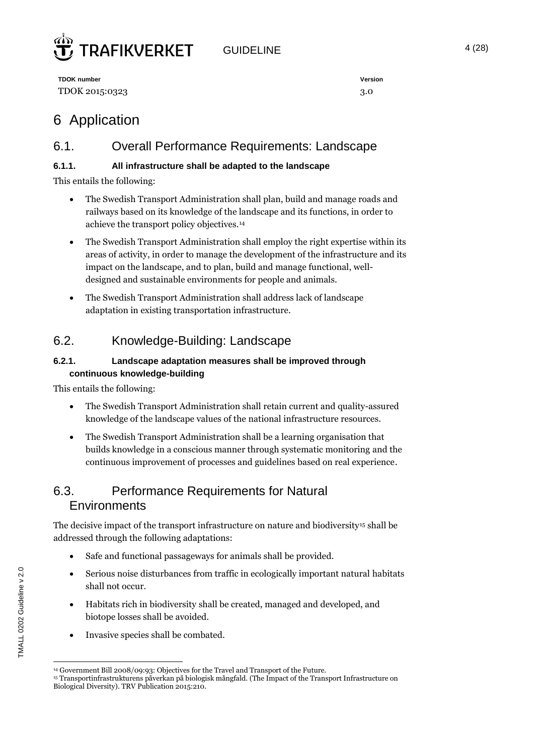# 6 Application

## 6.1. Overall Performance Requirements: Landscape

### 6.1.1. All infrastructure shall be adapted to the landscape

This entails the following:

- The Swedish Transport Administration shall plan, build and manage roads and railways based on its knowledge of the landscape and its functions, in order to achieve the transport policy objectives.[14]
- The Swedish Transport Administration shall employ the right expertise within its areas of activity, in order to manage the development of the infrastructure and its impact on the landscape, and to plan, build and manage functional, well-designed and sustainable environments for people and animals.
- The Swedish Transport Administration shall address lack of landscape adaptation in existing transportation infrastructure.

## 6.2. Knowledge-Building: Landscape

### 6.2.1. Landscape adaptation measures shall be improved through continuous knowledge-building

This entails the following:

- The Swedish Transport Administration shall retain current and quality-assured knowledge of the landscape values of the national infrastructure resources.
- The Swedish Transport Administration shall be a learning organisation that builds knowledge in a conscious manner through systematic monitoring and the continuous improvement of processes and guidelines based on real experience.

## 6.3. Performance Requirements for Natural Environments

The decisive impact of the transport infrastructure on nature and biodiversity[15] shall be addressed through the following adaptations:

- Safe and functional passageways for animals shall be provided.
- Serious noise disturbances from traffic in ecologically important natural habitats shall not occur.
- Habitats rich in biodiversity shall be created, managed and developed, and biotope losses shall be avoided.
- Invasive species shall be combated.

---

[14] Government Bill 2008/09:93: Objectives for the Travel and Transport of the Future.

[15] Transportinfrastrukturens påverkan på biologisk mångfald. (The Impact of the Transport Infrastructure on Biological Diversity). TRV Publication 2015:210.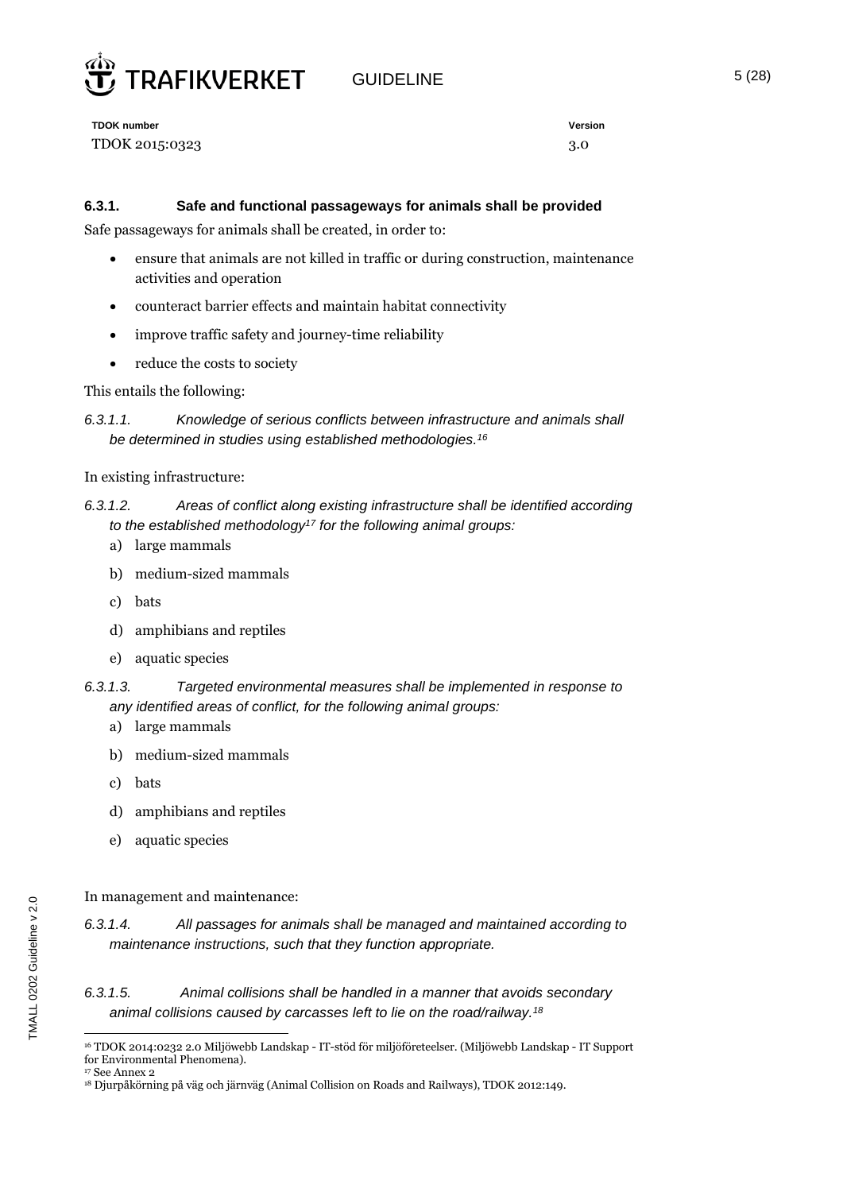### 6.3.1. Safe and functional passageways for animals shall be provided

Safe passageways for animals shall be created, in order to:

- ensure that animals are not killed in traffic or during construction, maintenance activities and operation
- counteract barrier effects and maintain habitat connectivity
- improve traffic safety and journey-time reliability
- reduce the costs to society

This entails the following:

*6.3.1.1. Knowledge of serious conflicts between infrastructure and animals shall be determined in studies using established methodologies.[16]*

In existing infrastructure:

*6.3.1.2. Areas of conflict along existing infrastructure shall be identified according to the established methodology[17] for the following animal groups:*

a) large mammals

b) medium-sized mammals

c) bats

d) amphibians and reptiles

e) aquatic species

*6.3.1.3. Targeted environmental measures shall be implemented in response to any identified areas of conflict, for the following animal groups:*

a) large mammals

b) medium-sized mammals

c) bats

d) amphibians and reptiles

e) aquatic species

In management and maintenance:

*6.3.1.4. All passages for animals shall be managed and maintained according to maintenance instructions, such that they function appropriate.*

*6.3.1.5. Animal collisions shall be handled in a manner that avoids secondary animal collisions caused by carcasses left to lie on the road/railway.[18]*

---

[16] TDOK 2014:0232 2.0 Miljöwebb Landskap - IT-stöd för miljöföreteelser. (Miljöwebb Landskap - IT Support for Environmental Phenomena).

[17] See Annex 2

[18] Djurpåkörning på väg och järnväg (Animal Collision on Roads and Railways), TDOK 2012:149.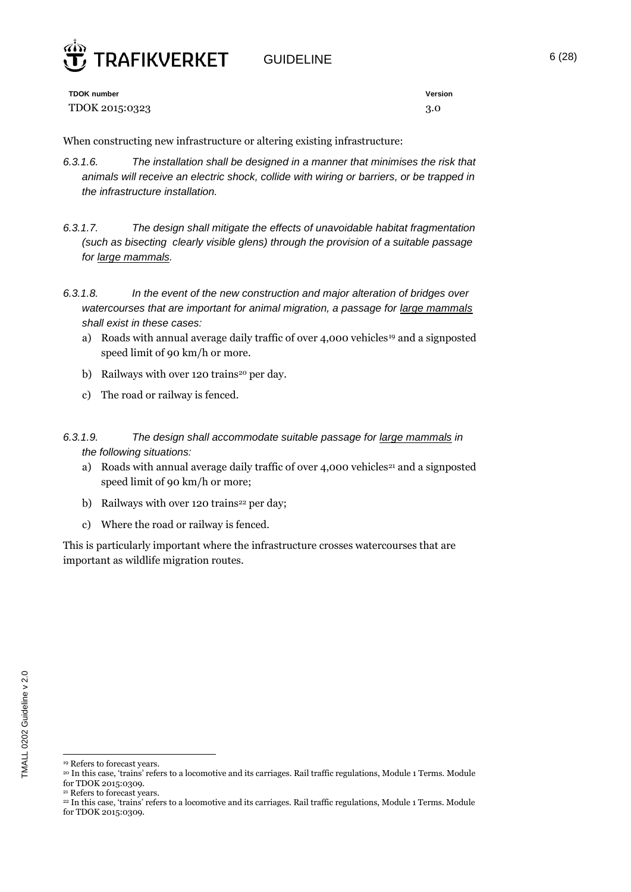When constructing new infrastructure or altering existing infrastructure:

*6.3.1.6. The installation shall be designed in a manner that minimises the risk that animals will receive an electric shock, collide with wiring or barriers, or be trapped in the infrastructure installation.*

*6.3.1.7. The design shall mitigate the effects of unavoidable habitat fragmentation (such as bisecting clearly visible glens) through the provision of a suitable passage for large mammals.*

*6.3.1.8. In the event of the new construction and major alteration of bridges over watercourses that are important for animal migration, a passage for large mammals shall exist in these cases:*

a) Roads with annual average daily traffic of over 4,000 vehicles[19] and a signposted speed limit of 90 km/h or more.

b) Railways with over 120 trains[20] per day.

c) The road or railway is fenced.

*6.3.1.9. The design shall accommodate suitable passage for large mammals in the following situations:*

a) Roads with annual average daily traffic of over 4,000 vehicles[21] and a signposted speed limit of 90 km/h or more;

b) Railways with over 120 trains[22] per day;

c) Where the road or railway is fenced.

This is particularly important where the infrastructure crosses watercourses that are important as wildlife migration routes.

---

[19] Refers to forecast years.

[20] In this case, 'trains' refers to a locomotive and its carriages. Rail traffic regulations, Module 1 Terms. Module for TDOK 2015:0309.

[21] Refers to forecast years.

[22] In this case, 'trains' refers to a locomotive and its carriages. Rail traffic regulations, Module 1 Terms. Module for TDOK 2015:0309.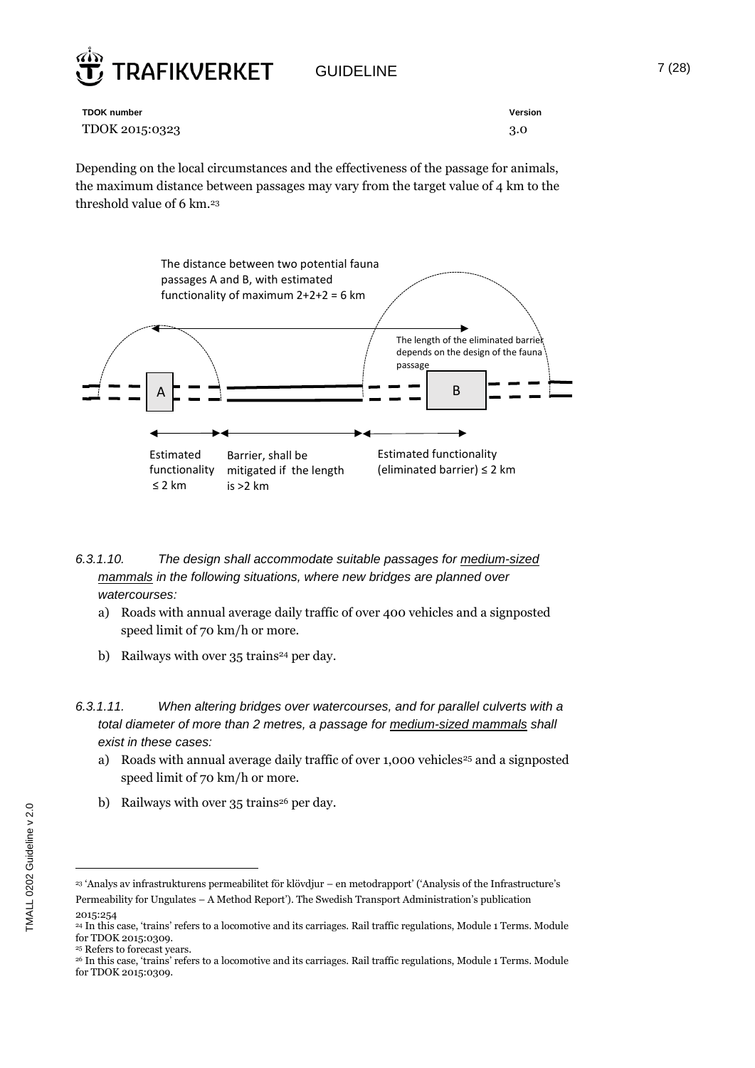Depending on the local circumstances and the effectiveness of the passage for animals, the maximum distance between passages may vary from the target value of 4 km to the threshold value of 6 km.[23]

The distance between two potential fauna passages A and B, with estimated functionality of maximum 2+2+2 = 6 km

The length of the eliminated barrier depends on the design of the fauna passage

A

B

Estimated functionality ≤ 2 km

Barrier, shall be mitigated if the length is >2 km

Estimated functionality (eliminated barrier) ≤ 2 km

*6.3.1.10. The design shall accommodate suitable passages for <u>medium-sized mammals</u> in the following situations, where new bridges are planned over watercourses:*

a) Roads with annual average daily traffic of over 400 vehicles and a signposted speed limit of 70 km/h or more.

b) Railways with over 35 trains[24] per day.

*6.3.1.11. When altering bridges over watercourses, and for parallel culverts with a total diameter of more than 2 metres, a passage for <u>medium-sized mammals</u> shall exist in these cases:*

a) Roads with annual average daily traffic of over 1,000 vehicles[25] and a signposted speed limit of 70 km/h or more.

b) Railways with over 35 trains[26] per day.

---

[23] 'Analys av infrastrukturens permeabilitet för klövdjur – en metodrapport' ('Analysis of the Infrastructure's Permeability for Ungulates – A Method Report'). The Swedish Transport Administration's publication 2015:254

[24] In this case, 'trains' refers to a locomotive and its carriages. Rail traffic regulations, Module 1 Terms. Module for TDOK 2015:0309.

[25] Refers to forecast years.

[26] In this case, 'trains' refers to a locomotive and its carriages. Rail traffic regulations, Module 1 Terms. Module for TDOK 2015:0309.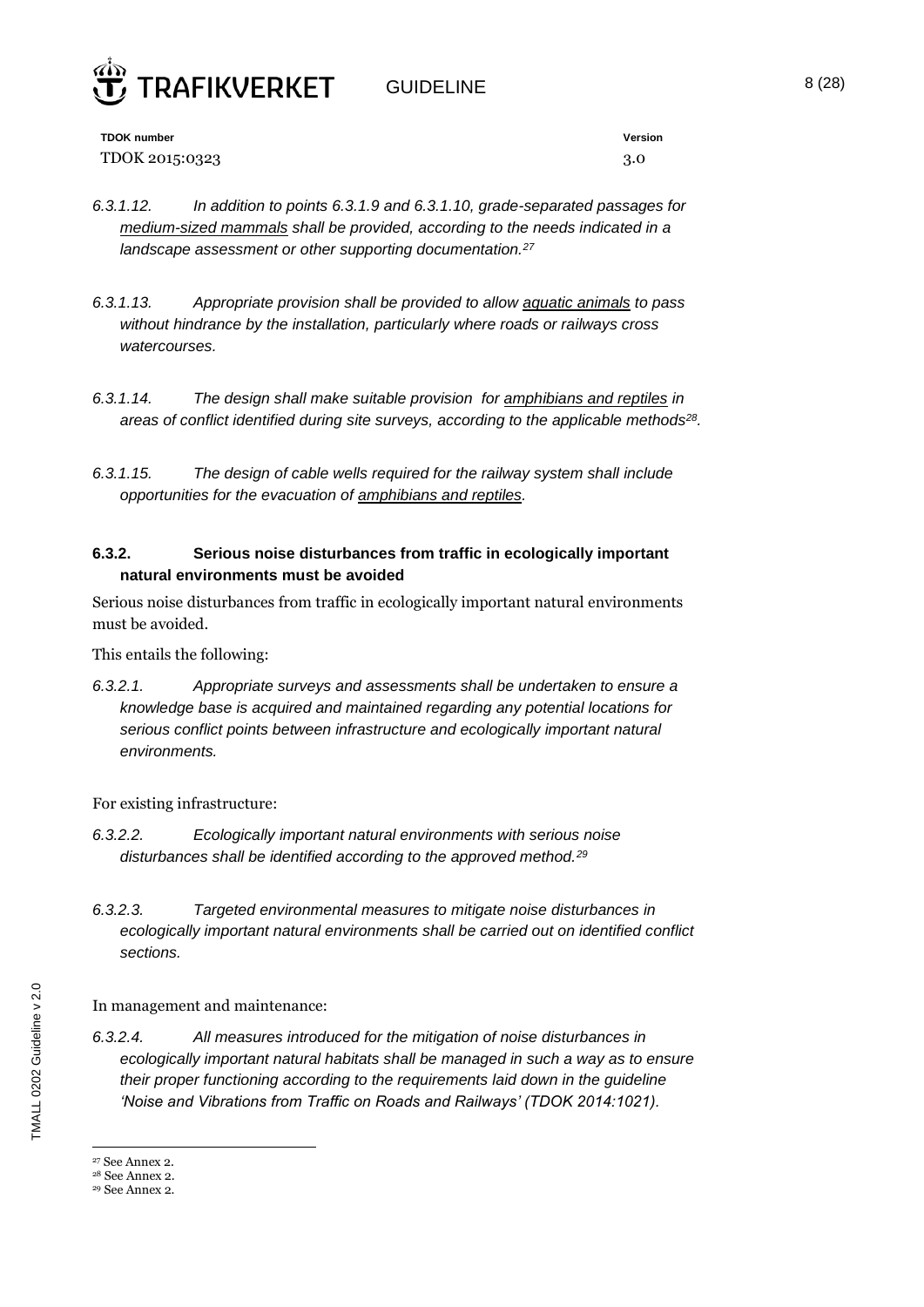*6.3.1.12. In addition to points 6.3.1.9 and 6.3.1.10, grade-separated passages for <u>medium-sized mammals</u> shall be provided, according to the needs indicated in a landscape assessment or other supporting documentation.*[27]

*6.3.1.13. Appropriate provision shall be provided to allow <u>aquatic animals</u> to pass without hindrance by the installation, particularly where roads or railways cross watercourses.*

*6.3.1.14. The design shall make suitable provision for <u>amphibians and reptiles</u> in areas of conflict identified during site surveys, according to the applicable methods*[28]*.*

*6.3.1.15. The design of cable wells required for the railway system shall include opportunities for the evacuation of <u>amphibians and reptiles</u>.*

### 6.3.2. Serious noise disturbances from traffic in ecologically important natural environments must be avoided

Serious noise disturbances from traffic in ecologically important natural environments must be avoided.

This entails the following:

*6.3.2.1. Appropriate surveys and assessments shall be undertaken to ensure a knowledge base is acquired and maintained regarding any potential locations for serious conflict points between infrastructure and ecologically important natural environments.*

For existing infrastructure:

*6.3.2.2. Ecologically important natural environments with serious noise disturbances shall be identified according to the approved method.*[29]

*6.3.2.3. Targeted environmental measures to mitigate noise disturbances in ecologically important natural environments shall be carried out on identified conflict sections.*

In management and maintenance:

*6.3.2.4. All measures introduced for the mitigation of noise disturbances in ecologically important natural habitats shall be managed in such a way as to ensure their proper functioning according to the requirements laid down in the guideline 'Noise and Vibrations from Traffic on Roads and Railways' (TDOK 2014:1021).*

---

[27] See Annex 2.

[28] See Annex 2.

[29] See Annex 2.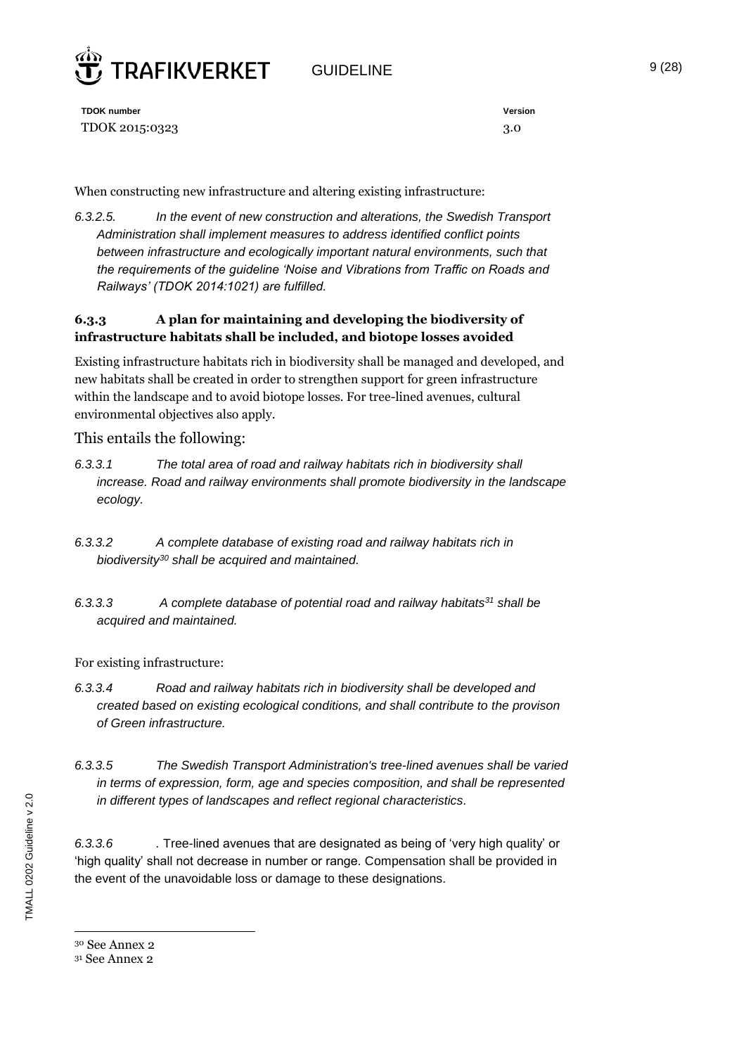When constructing new infrastructure and altering existing infrastructure:

*6.3.2.5. In the event of new construction and alterations, the Swedish Transport Administration shall implement measures to address identified conflict points between infrastructure and ecologically important natural environments, such that the requirements of the guideline 'Noise and Vibrations from Traffic on Roads and Railways' (TDOK 2014:1021) are fulfilled.*

### 6.3.3 A plan for maintaining and developing the biodiversity of infrastructure habitats shall be included, and biotope losses avoided

Existing infrastructure habitats rich in biodiversity shall be managed and developed, and new habitats shall be created in order to strengthen support for green infrastructure within the landscape and to avoid biotope losses. For tree-lined avenues, cultural environmental objectives also apply.

This entails the following:

*6.3.3.1 The total area of road and railway habitats rich in biodiversity shall increase. Road and railway environments shall promote biodiversity in the landscape ecology.*

*6.3.3.2 A complete database of existing road and railway habitats rich in biodiversity[30] shall be acquired and maintained.*

*6.3.3.3 A complete database of potential road and railway habitats[31] shall be acquired and maintained.*

For existing infrastructure:

*6.3.3.4 Road and railway habitats rich in biodiversity shall be developed and created based on existing ecological conditions, and shall contribute to the provison of Green infrastructure.*

*6.3.3.5 The Swedish Transport Administration's tree-lined avenues shall be varied in terms of expression, form, age and species composition, and shall be represented in different types of landscapes and reflect regional characteristics.*

*6.3.3.6* . Tree-lined avenues that are designated as being of 'very high quality' or 'high quality' shall not decrease in number or range. Compensation shall be provided in the event of the unavoidable loss or damage to these designations.

[30] See Annex 2

[31] See Annex 2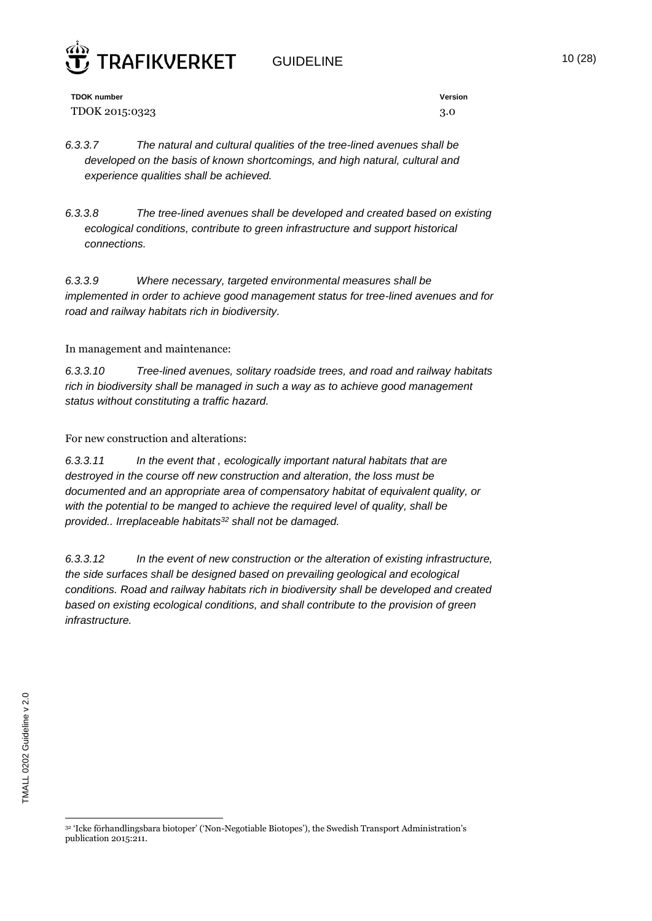*6.3.3.7 The natural and cultural qualities of the tree-lined avenues shall be developed on the basis of known shortcomings, and high natural, cultural and experience qualities shall be achieved.*

*6.3.3.8 The tree-lined avenues shall be developed and created based on existing ecological conditions, contribute to green infrastructure and support historical connections.*

*6.3.3.9 Where necessary, targeted environmental measures shall be implemented in order to achieve good management status for tree-lined avenues and for road and railway habitats rich in biodiversity.*

In management and maintenance:

*6.3.3.10 Tree-lined avenues, solitary roadside trees, and road and railway habitats rich in biodiversity shall be managed in such a way as to achieve good management status without constituting a traffic hazard.*

For new construction and alterations:

*6.3.3.11 In the event that , ecologically important natural habitats that are destroyed in the course off new construction and alteration, the loss must be documented and an appropriate area of compensatory habitat of equivalent quality, or with the potential to be manged to achieve the required level of quality, shall be provided.. Irreplaceable habitats[32] shall not be damaged.*

*6.3.3.12 In the event of new construction or the alteration of existing infrastructure, the side surfaces shall be designed based on prevailing geological and ecological conditions. Road and railway habitats rich in biodiversity shall be developed and created based on existing ecological conditions, and shall contribute to the provision of green infrastructure.*

[32] 'Icke förhandlingsbara biotoper' ('Non-Negotiable Biotopes'), the Swedish Transport Administration's publication 2015:211.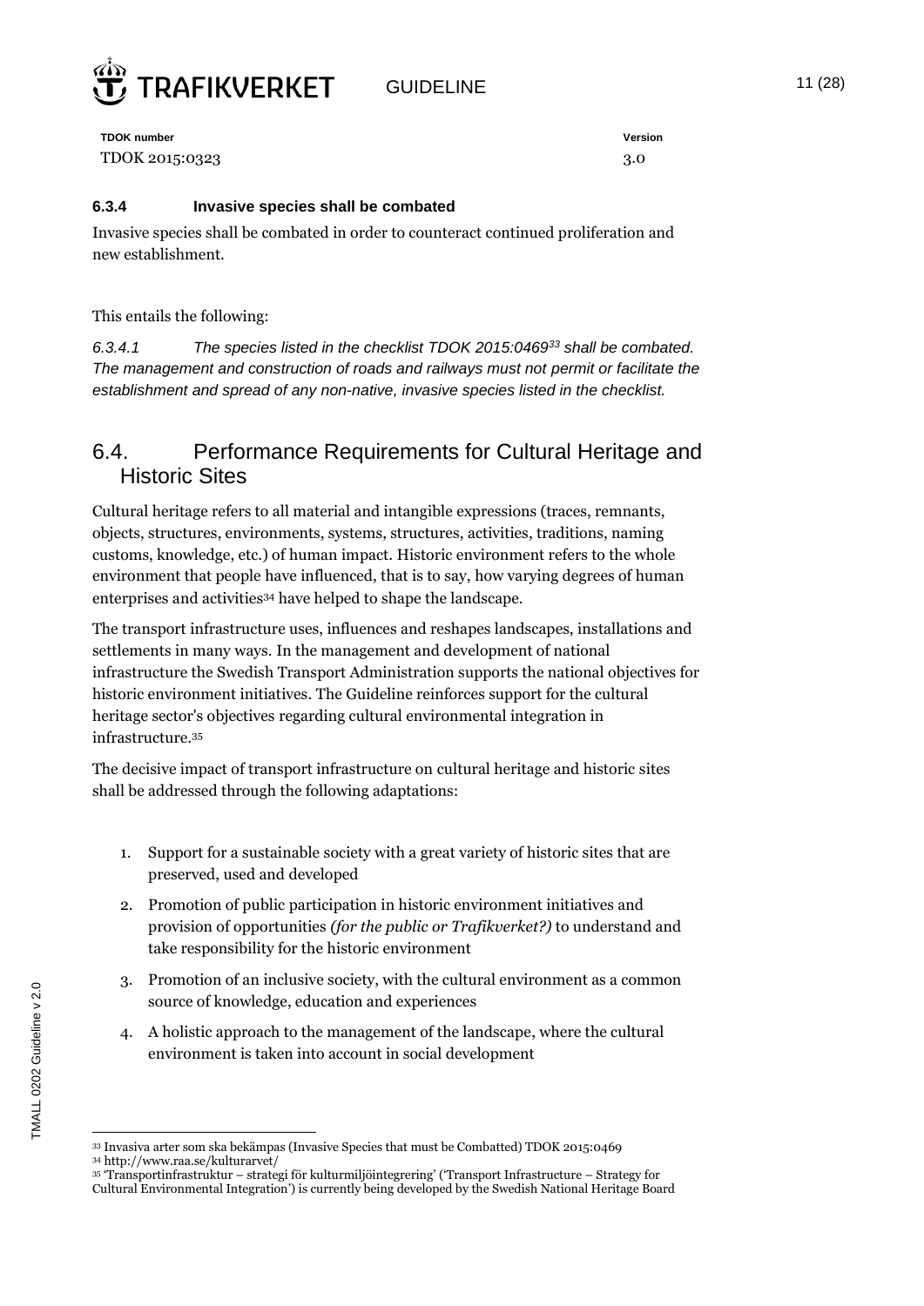#### 6.3.4 Invasive species shall be combated

Invasive species shall be combated in order to counteract continued proliferation and new establishment.

This entails the following:

*6.3.4.1 The species listed in the checklist TDOK 2015:0469[33] shall be combated. The management and construction of roads and railways must not permit or facilitate the establishment and spread of any non-native, invasive species listed in the checklist.*

## 6.4. Performance Requirements for Cultural Heritage and Historic Sites

Cultural heritage refers to all material and intangible expressions (traces, remnants, objects, structures, environments, systems, structures, activities, traditions, naming customs, knowledge, etc.) of human impact. Historic environment refers to the whole environment that people have influenced, that is to say, how varying degrees of human enterprises and activities[34] have helped to shape the landscape.

The transport infrastructure uses, influences and reshapes landscapes, installations and settlements in many ways. In the management and development of national infrastructure the Swedish Transport Administration supports the national objectives for historic environment initiatives. The Guideline reinforces support for the cultural heritage sector's objectives regarding cultural environmental integration in infrastructure.[35]

The decisive impact of transport infrastructure on cultural heritage and historic sites shall be addressed through the following adaptations:

1. Support for a sustainable society with a great variety of historic sites that are preserved, used and developed
2. Promotion of public participation in historic environment initiatives and provision of opportunities *(for the public or Trafikverket?)* to understand and take responsibility for the historic environment
3. Promotion of an inclusive society, with the cultural environment as a common source of knowledge, education and experiences
4. A holistic approach to the management of the landscape, where the cultural environment is taken into account in social development

---

[33] Invasiva arter som ska bekämpas (Invasive Species that must be Combatted) TDOK 2015:0469

[34] http://www.raa.se/kulturarvet/

[35] 'Transportinfrastruktur – strategi för kulturmiljöintegrering' ('Transport Infrastructure – Strategy for Cultural Environmental Integration') is currently being developed by the Swedish National Heritage Board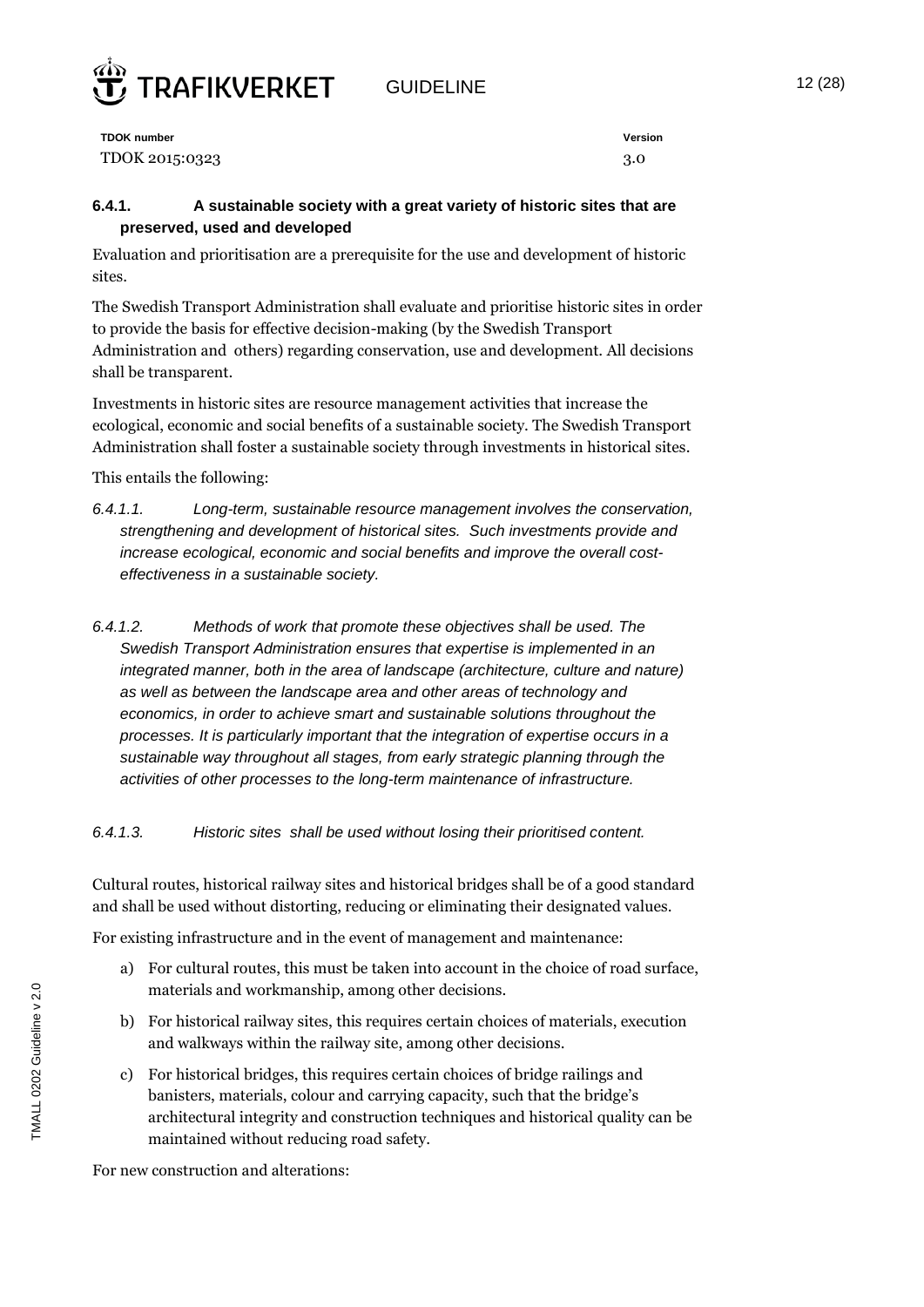#### 6.4.1. A sustainable society with a great variety of historic sites that are preserved, used and developed

Evaluation and prioritisation are a prerequisite for the use and development of historic sites.

The Swedish Transport Administration shall evaluate and prioritise historic sites in order to provide the basis for effective decision-making (by the Swedish Transport Administration and others) regarding conservation, use and development. All decisions shall be transparent.

Investments in historic sites are resource management activities that increase the ecological, economic and social benefits of a sustainable society. The Swedish Transport Administration shall foster a sustainable society through investments in historical sites.

This entails the following:

*6.4.1.1. Long-term, sustainable resource management involves the conservation, strengthening and development of historical sites. Such investments provide and increase ecological, economic and social benefits and improve the overall cost-effectiveness in a sustainable society.*

*6.4.1.2. Methods of work that promote these objectives shall be used. The Swedish Transport Administration ensures that expertise is implemented in an integrated manner, both in the area of landscape (architecture, culture and nature) as well as between the landscape area and other areas of technology and economics, in order to achieve smart and sustainable solutions throughout the processes. It is particularly important that the integration of expertise occurs in a sustainable way throughout all stages, from early strategic planning through the activities of other processes to the long-term maintenance of infrastructure.*

*6.4.1.3. Historic sites shall be used without losing their prioritised content.*

Cultural routes, historical railway sites and historical bridges shall be of a good standard and shall be used without distorting, reducing or eliminating their designated values.

For existing infrastructure and in the event of management and maintenance:

a) For cultural routes, this must be taken into account in the choice of road surface, materials and workmanship, among other decisions.

b) For historical railway sites, this requires certain choices of materials, execution and walkways within the railway site, among other decisions.

c) For historical bridges, this requires certain choices of bridge railings and banisters, materials, colour and carrying capacity, such that the bridge's architectural integrity and construction techniques and historical quality can be maintained without reducing road safety.

For new construction and alterations: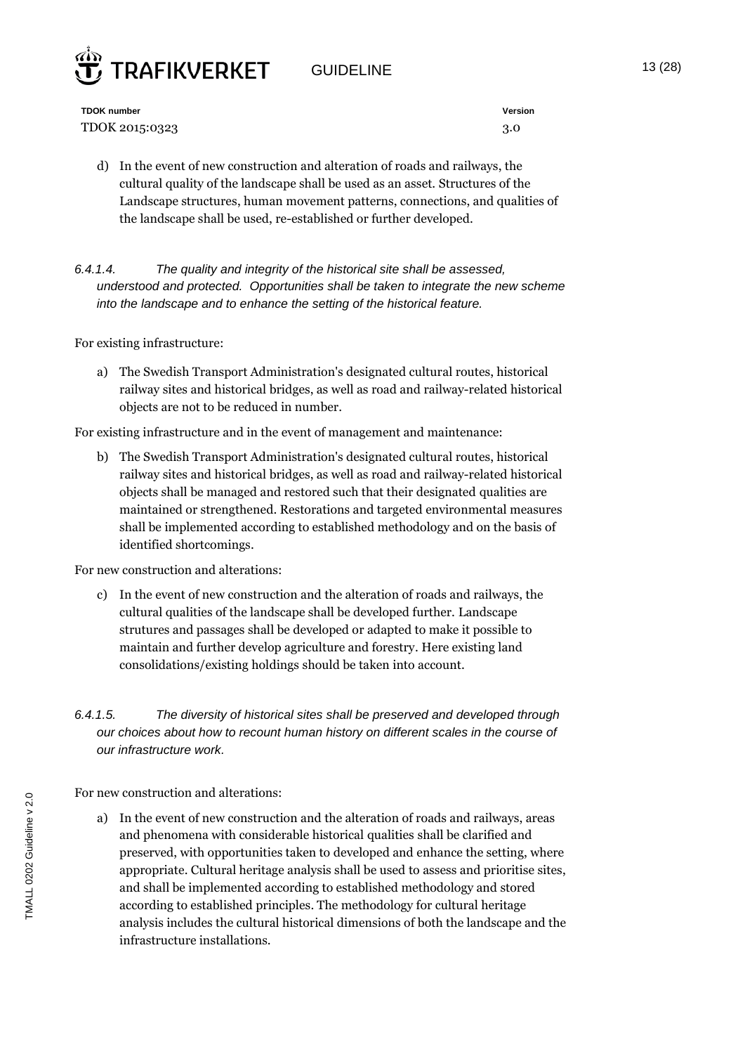d) In the event of new construction and alteration of roads and railways, the cultural quality of the landscape shall be used as an asset. Structures of the Landscape structures, human movement patterns, connections, and qualities of the landscape shall be used, re-established or further developed.

*6.4.1.4. The quality and integrity of the historical site shall be assessed, understood and protected. Opportunities shall be taken to integrate the new scheme into the landscape and to enhance the setting of the historical feature.*

For existing infrastructure:

a) The Swedish Transport Administration's designated cultural routes, historical railway sites and historical bridges, as well as road and railway-related historical objects are not to be reduced in number.

For existing infrastructure and in the event of management and maintenance:

b) The Swedish Transport Administration's designated cultural routes, historical railway sites and historical bridges, as well as road and railway-related historical objects shall be managed and restored such that their designated qualities are maintained or strengthened. Restorations and targeted environmental measures shall be implemented according to established methodology and on the basis of identified shortcomings.

For new construction and alterations:

c) In the event of new construction and the alteration of roads and railways, the cultural qualities of the landscape shall be developed further. Landscape strutures and passages shall be developed or adapted to make it possible to maintain and further develop agriculture and forestry. Here existing land consolidations/existing holdings should be taken into account.

*6.4.1.5. The diversity of historical sites shall be preserved and developed through our choices about how to recount human history on different scales in the course of our infrastructure work.*

For new construction and alterations:

a) In the event of new construction and the alteration of roads and railways, areas and phenomena with considerable historical qualities shall be clarified and preserved, with opportunities taken to developed and enhance the setting, where appropriate. Cultural heritage analysis shall be used to assess and prioritise sites, and shall be implemented according to established methodology and stored according to established principles. The methodology for cultural heritage analysis includes the cultural historical dimensions of both the landscape and the infrastructure installations.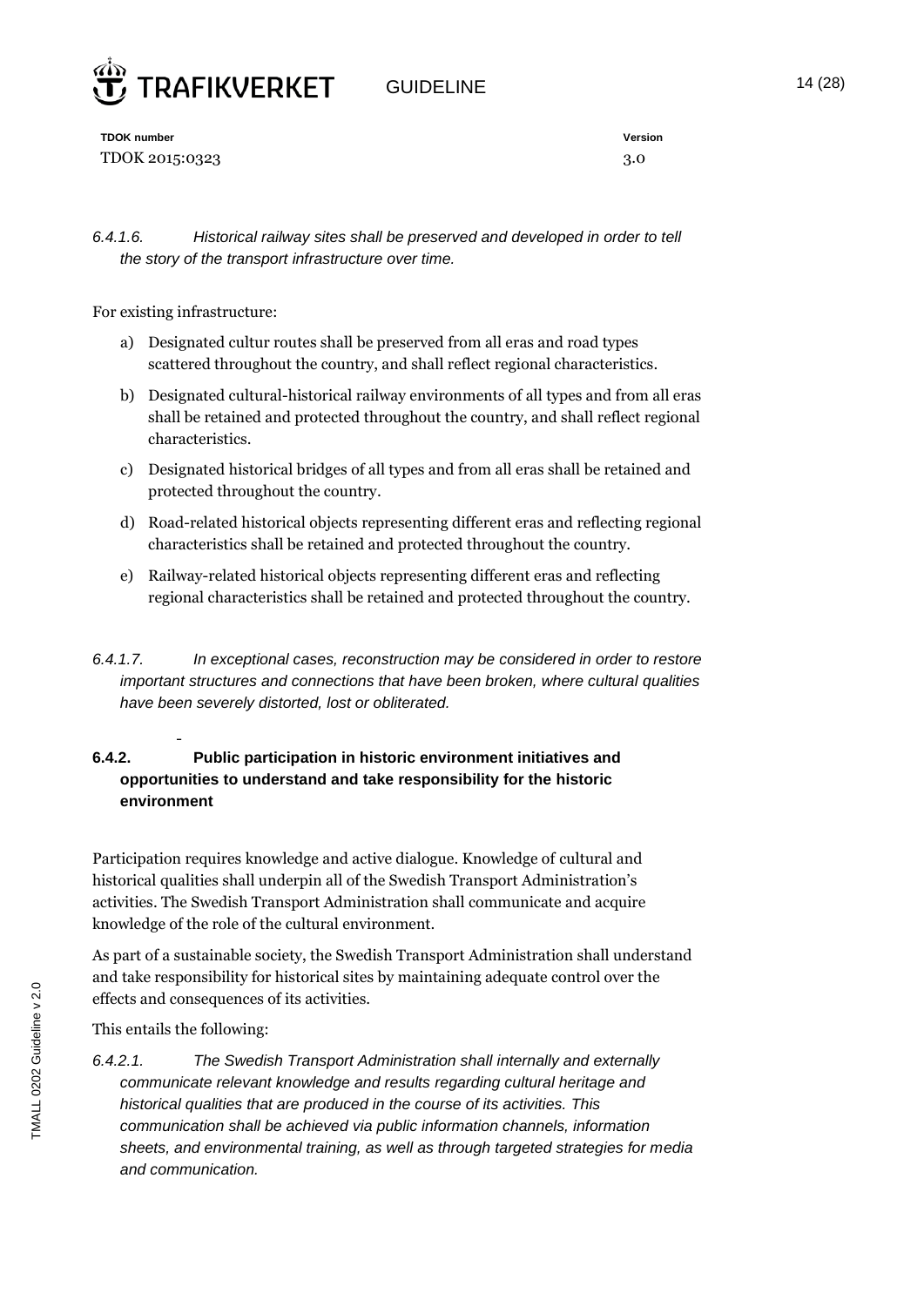*6.4.1.6. Historical railway sites shall be preserved and developed in order to tell the story of the transport infrastructure over time.*

For existing infrastructure:

a) Designated cultur routes shall be preserved from all eras and road types scattered throughout the country, and shall reflect regional characteristics.

b) Designated cultural-historical railway environments of all types and from all eras shall be retained and protected throughout the country, and shall reflect regional characteristics.

c) Designated historical bridges of all types and from all eras shall be retained and protected throughout the country.

d) Road-related historical objects representing different eras and reflecting regional characteristics shall be retained and protected throughout the country.

e) Railway-related historical objects representing different eras and reflecting regional characteristics shall be retained and protected throughout the country.

*6.4.1.7. In exceptional cases, reconstruction may be considered in order to restore important structures and connections that have been broken, where cultural qualities have been severely distorted, lost or obliterated.*

### 6.4.2. Public participation in historic environment initiatives and opportunities to understand and take responsibility for the historic environment

Participation requires knowledge and active dialogue. Knowledge of cultural and historical qualities shall underpin all of the Swedish Transport Administration's activities. The Swedish Transport Administration shall communicate and acquire knowledge of the role of the cultural environment.

As part of a sustainable society, the Swedish Transport Administration shall understand and take responsibility for historical sites by maintaining adequate control over the effects and consequences of its activities.

This entails the following:

*6.4.2.1. The Swedish Transport Administration shall internally and externally communicate relevant knowledge and results regarding cultural heritage and historical qualities that are produced in the course of its activities. This communication shall be achieved via public information channels, information sheets, and environmental training, as well as through targeted strategies for media and communication.*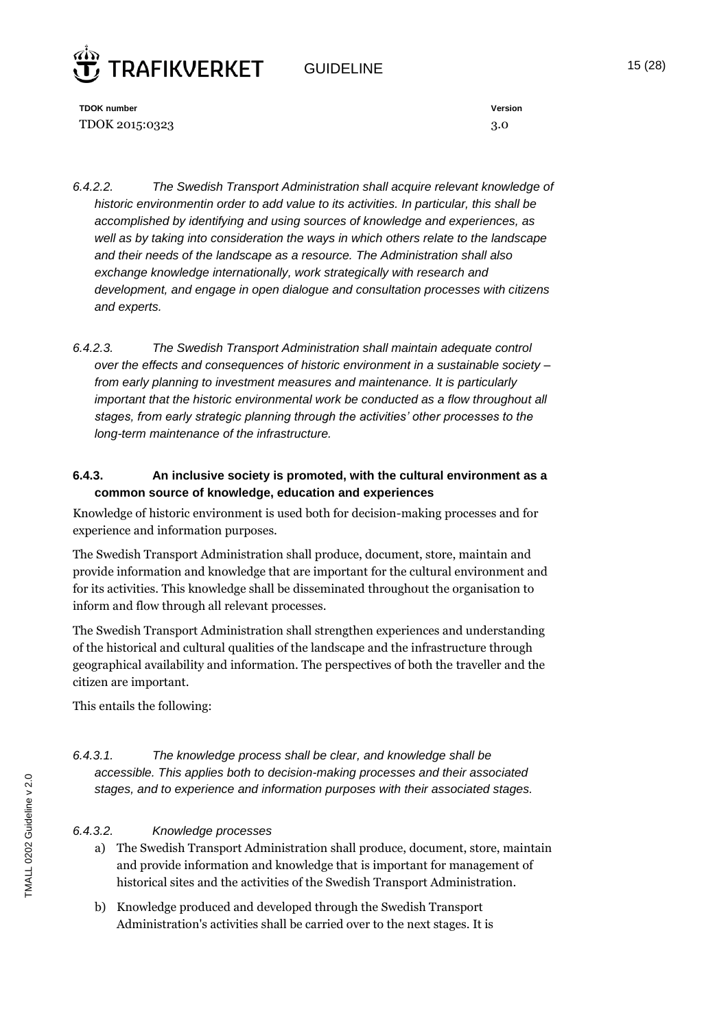*6.4.2.2. The Swedish Transport Administration shall acquire relevant knowledge of historic environmentin order to add value to its activities. In particular, this shall be accomplished by identifying and using sources of knowledge and experiences, as well as by taking into consideration the ways in which others relate to the landscape and their needs of the landscape as a resource. The Administration shall also exchange knowledge internationally, work strategically with research and development, and engage in open dialogue and consultation processes with citizens and experts.*

*6.4.2.3. The Swedish Transport Administration shall maintain adequate control over the effects and consequences of historic environment in a sustainable society – from early planning to investment measures and maintenance. It is particularly important that the historic environmental work be conducted as a flow throughout all stages, from early strategic planning through the activities' other processes to the long-term maintenance of the infrastructure.*

### 6.4.3. An inclusive society is promoted, with the cultural environment as a common source of knowledge, education and experiences

Knowledge of historic environment is used both for decision-making processes and for experience and information purposes.

The Swedish Transport Administration shall produce, document, store, maintain and provide information and knowledge that are important for the cultural environment and for its activities. This knowledge shall be disseminated throughout the organisation to inform and flow through all relevant processes.

The Swedish Transport Administration shall strengthen experiences and understanding of the historical and cultural qualities of the landscape and the infrastructure through geographical availability and information. The perspectives of both the traveller and the citizen are important.

This entails the following:

*6.4.3.1. The knowledge process shall be clear, and knowledge shall be accessible. This applies both to decision-making processes and their associated stages, and to experience and information purposes with their associated stages.*

*6.4.3.2. Knowledge processes*

a) The Swedish Transport Administration shall produce, document, store, maintain and provide information and knowledge that is important for management of historical sites and the activities of the Swedish Transport Administration.

b) Knowledge produced and developed through the Swedish Transport Administration's activities shall be carried over to the next stages. It is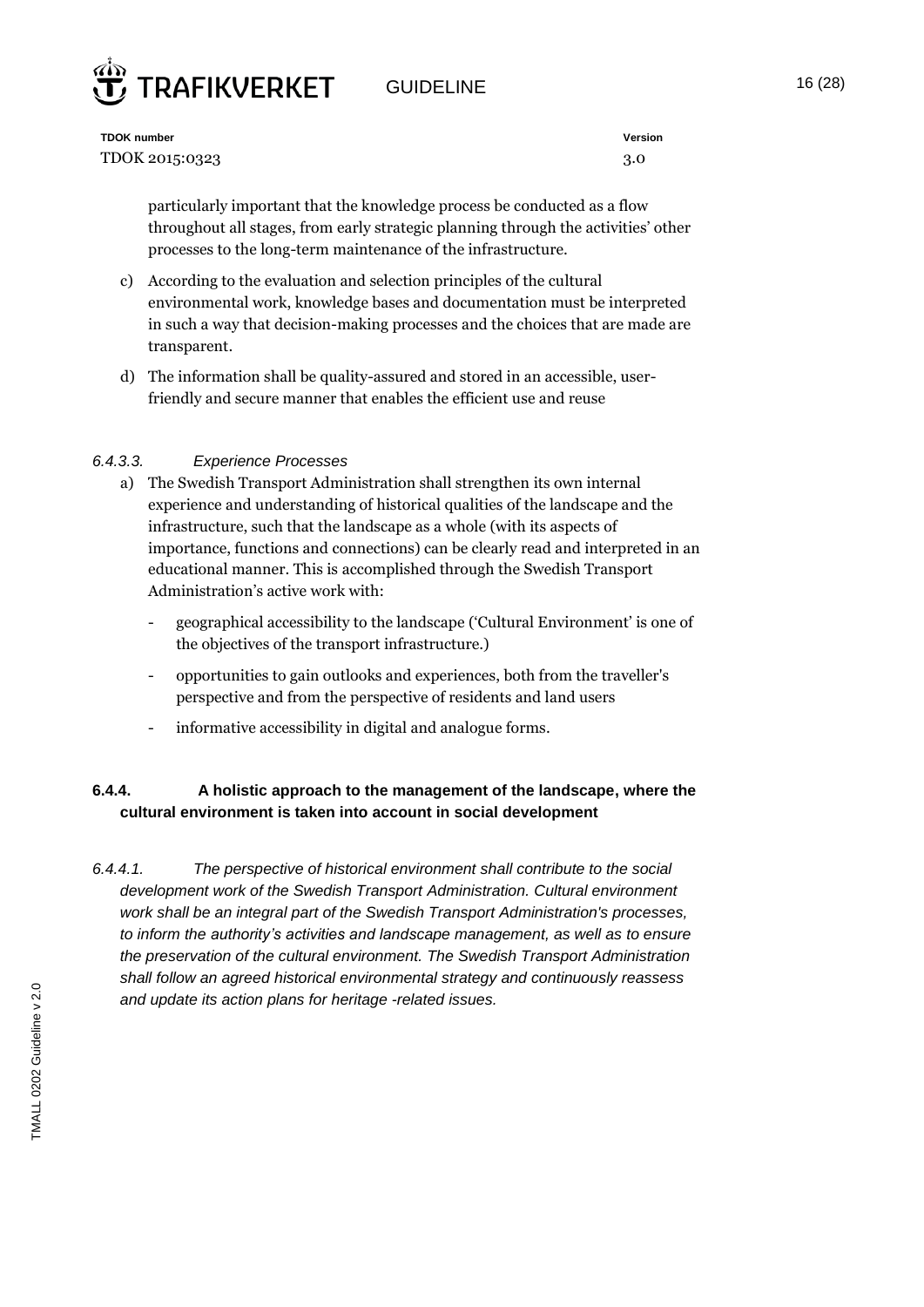particularly important that the knowledge process be conducted as a flow throughout all stages, from early strategic planning through the activities' other processes to the long-term maintenance of the infrastructure.

c) According to the evaluation and selection principles of the cultural environmental work, knowledge bases and documentation must be interpreted in such a way that decision-making processes and the choices that are made are transparent.

d) The information shall be quality-assured and stored in an accessible, user-friendly and secure manner that enables the efficient use and reuse

#### *6.4.3.3. Experience Processes*

a) The Swedish Transport Administration shall strengthen its own internal experience and understanding of historical qualities of the landscape and the infrastructure, such that the landscape as a whole (with its aspects of importance, functions and connections) can be clearly read and interpreted in an educational manner. This is accomplished through the Swedish Transport Administration's active work with:

- geographical accessibility to the landscape ('Cultural Environment' is one of the objectives of the transport infrastructure.)
- opportunities to gain outlooks and experiences, both from the traveller's perspective and from the perspective of residents and land users
- informative accessibility in digital and analogue forms.

### 6.4.4. A holistic approach to the management of the landscape, where the cultural environment is taken into account in social development

*6.4.4.1. The perspective of historical environment shall contribute to the social development work of the Swedish Transport Administration. Cultural environment work shall be an integral part of the Swedish Transport Administration's processes, to inform the authority's activities and landscape management, as well as to ensure the preservation of the cultural environment. The Swedish Transport Administration shall follow an agreed historical environmental strategy and continuously reassess and update its action plans for heritage -related issues.*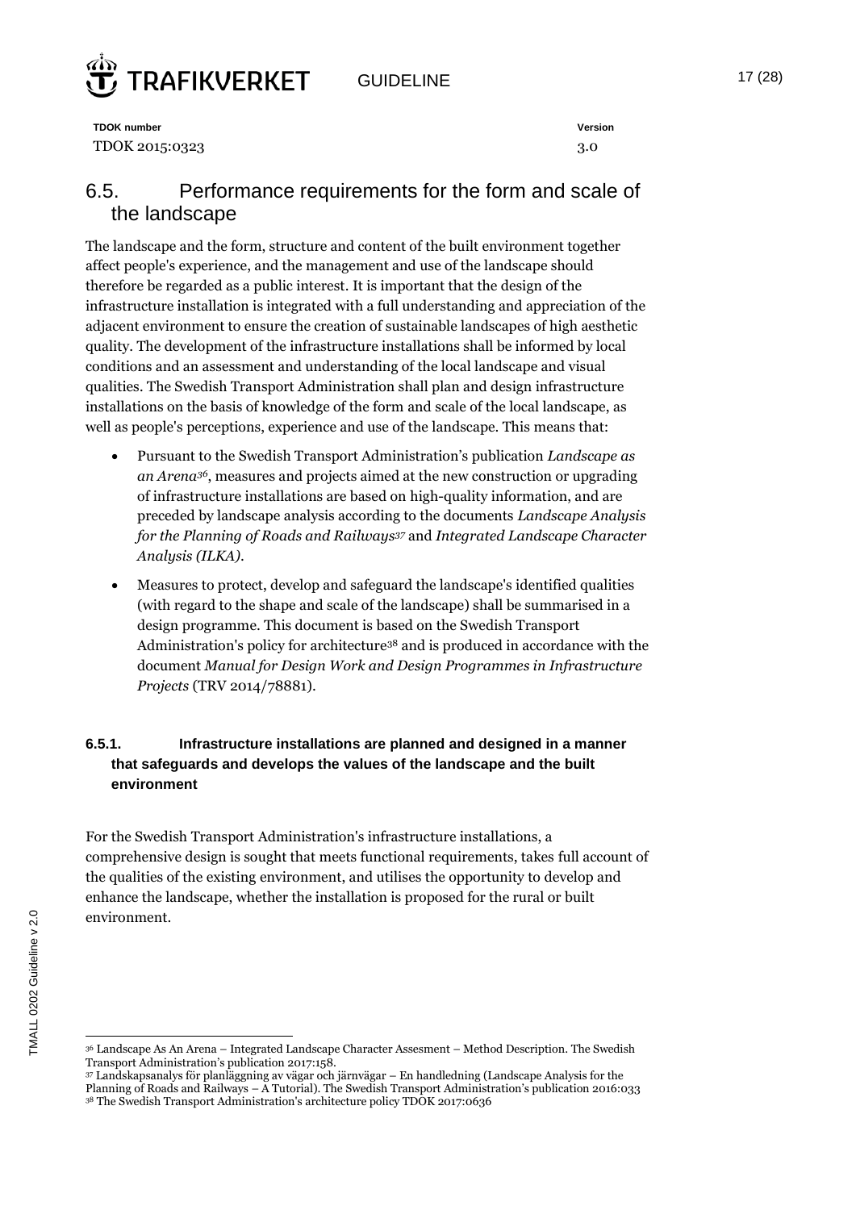## 6.5. Performance requirements for the form and scale of the landscape

The landscape and the form, structure and content of the built environment together affect people's experience, and the management and use of the landscape should therefore be regarded as a public interest. It is important that the design of the infrastructure installation is integrated with a full understanding and appreciation of the adjacent environment to ensure the creation of sustainable landscapes of high aesthetic quality. The development of the infrastructure installations shall be informed by local conditions and an assessment and understanding of the local landscape and visual qualities. The Swedish Transport Administration shall plan and design infrastructure installations on the basis of knowledge of the form and scale of the local landscape, as well as people's perceptions, experience and use of the landscape. This means that:

- Pursuant to the Swedish Transport Administration's publication *Landscape as an Arena*[36], measures and projects aimed at the new construction or upgrading of infrastructure installations are based on high-quality information, and are preceded by landscape analysis according to the documents *Landscape Analysis for the Planning of Roads and Railways*[37] and *Integrated Landscape Character Analysis (ILKA)*.
- Measures to protect, develop and safeguard the landscape's identified qualities (with regard to the shape and scale of the landscape) shall be summarised in a design programme. This document is based on the Swedish Transport Administration's policy for architecture[38] and is produced in accordance with the document *Manual for Design Work and Design Programmes in Infrastructure Projects* (TRV 2014/78881).

### 6.5.1. Infrastructure installations are planned and designed in a manner that safeguards and develops the values of the landscape and the built environment

For the Swedish Transport Administration's infrastructure installations, a comprehensive design is sought that meets functional requirements, takes full account of the qualities of the existing environment, and utilises the opportunity to develop and enhance the landscape, whether the installation is proposed for the rural or built environment.

---

[36] Landscape As An Arena – Integrated Landscape Character Assesment – Method Description. The Swedish Transport Administration's publication 2017:158.

[37] Landskapsanalys för planläggning av vägar och järnvägar – En handledning (Landscape Analysis for the Planning of Roads and Railways – A Tutorial). The Swedish Transport Administration's publication 2016:033

[38] The Swedish Transport Administration's architecture policy TDOK 2017:0636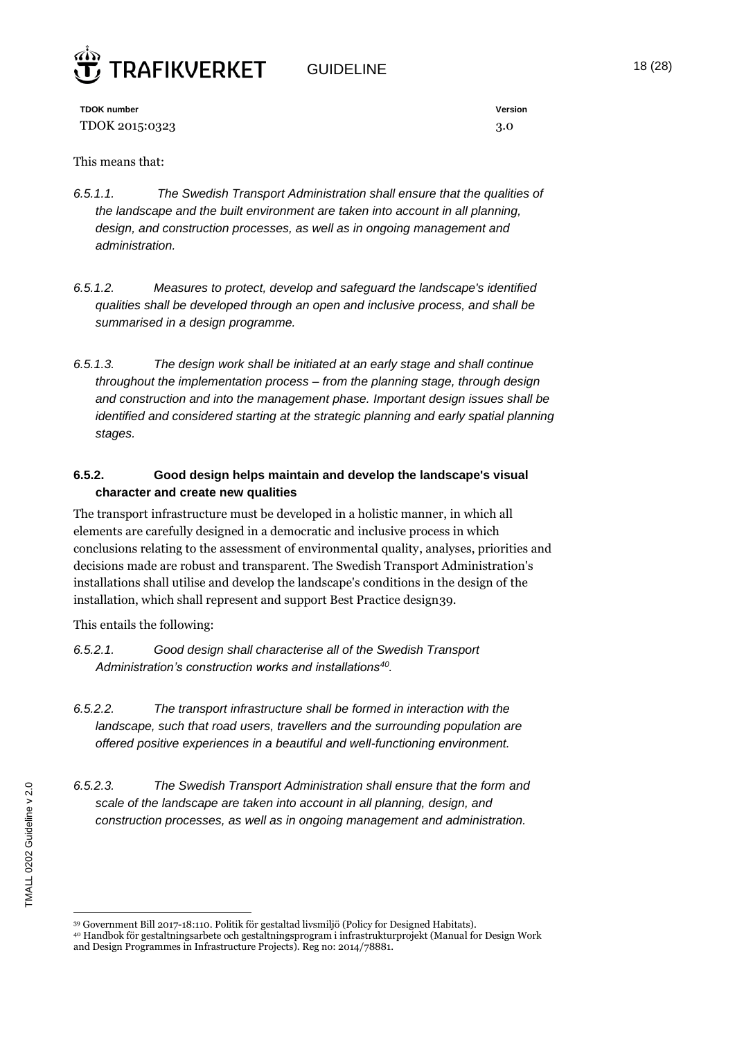This means that:

*6.5.1.1. The Swedish Transport Administration shall ensure that the qualities of the landscape and the built environment are taken into account in all planning, design, and construction processes, as well as in ongoing management and administration.*

*6.5.1.2. Measures to protect, develop and safeguard the landscape's identified qualities shall be developed through an open and inclusive process, and shall be summarised in a design programme.*

*6.5.1.3. The design work shall be initiated at an early stage and shall continue throughout the implementation process – from the planning stage, through design and construction and into the management phase. Important design issues shall be identified and considered starting at the strategic planning and early spatial planning stages.*

### 6.5.2. Good design helps maintain and develop the landscape's visual character and create new qualities

The transport infrastructure must be developed in a holistic manner, in which all elements are carefully designed in a democratic and inclusive process in which conclusions relating to the assessment of environmental quality, analyses, priorities and decisions made are robust and transparent. The Swedish Transport Administration's installations shall utilise and develop the landscape's conditions in the design of the installation, which shall represent and support Best Practice design[39].

This entails the following:

*6.5.2.1. Good design shall characterise all of the Swedish Transport Administration's construction works and installations[40].*

*6.5.2.2. The transport infrastructure shall be formed in interaction with the landscape, such that road users, travellers and the surrounding population are offered positive experiences in a beautiful and well-functioning environment.*

*6.5.2.3. The Swedish Transport Administration shall ensure that the form and scale of the landscape are taken into account in all planning, design, and construction processes, as well as in ongoing management and administration.*

---

[39] Government Bill 2017-18:110. Politik för gestaltad livsmiljö (Policy for Designed Habitats).

[40] Handbok för gestaltningsarbete och gestaltningsprogram i infrastrukturprojekt (Manual for Design Work and Design Programmes in Infrastructure Projects). Reg no: 2014/78881.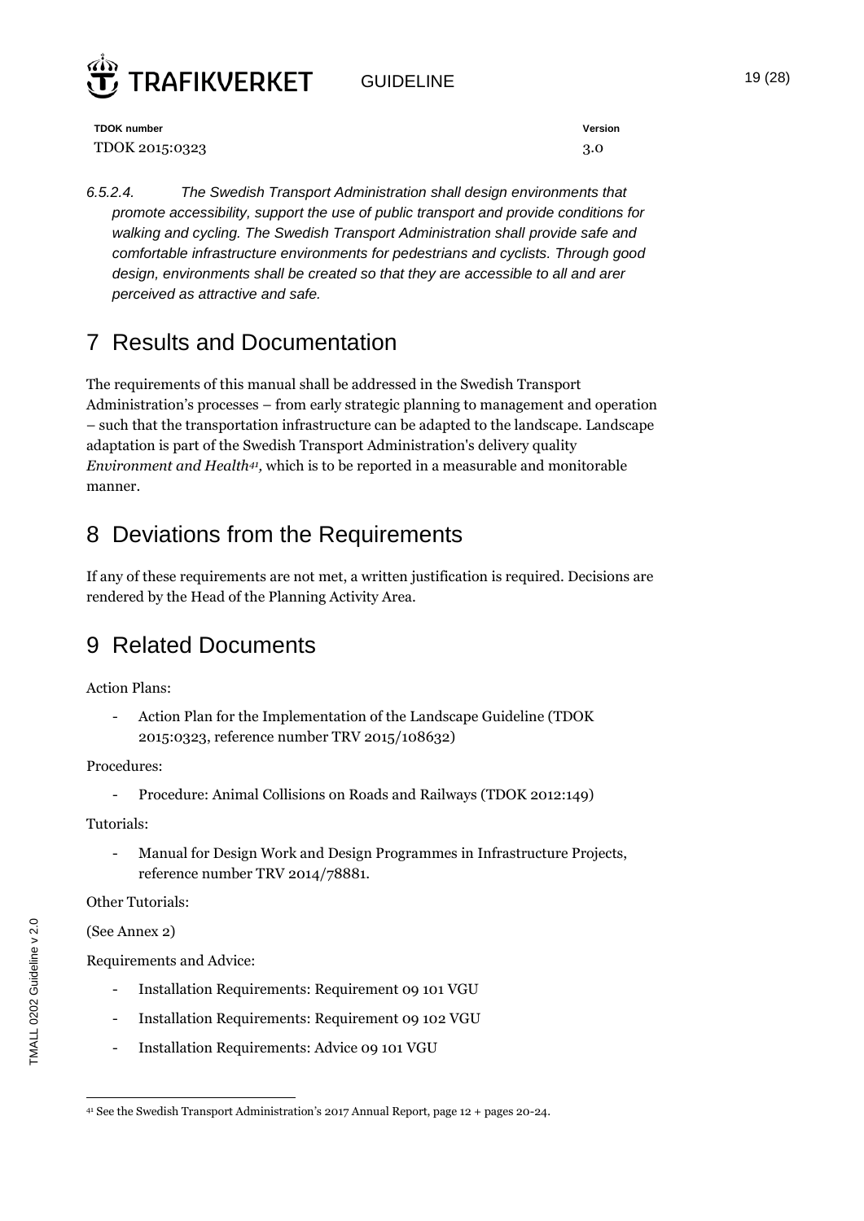*6.5.2.4. The Swedish Transport Administration shall design environments that promote accessibility, support the use of public transport and provide conditions for walking and cycling. The Swedish Transport Administration shall provide safe and comfortable infrastructure environments for pedestrians and cyclists. Through good design, environments shall be created so that they are accessible to all and arer perceived as attractive and safe.*

# 7 Results and Documentation

The requirements of this manual shall be addressed in the Swedish Transport Administration's processes – from early strategic planning to management and operation – such that the transportation infrastructure can be adapted to the landscape. Landscape adaptation is part of the Swedish Transport Administration's delivery quality *Environment and Health*[41], which is to be reported in a measurable and monitorable manner.

# 8 Deviations from the Requirements

If any of these requirements are not met, a written justification is required. Decisions are rendered by the Head of the Planning Activity Area.

# 9 Related Documents

Action Plans:

- Action Plan for the Implementation of the Landscape Guideline (TDOK 2015:0323, reference number TRV 2015/108632)

Procedures:

- Procedure: Animal Collisions on Roads and Railways (TDOK 2012:149)

Tutorials:

- Manual for Design Work and Design Programmes in Infrastructure Projects, reference number TRV 2014/78881.

Other Tutorials:

(See Annex 2)

Requirements and Advice:

- Installation Requirements: Requirement 09 101 VGU
- Installation Requirements: Requirement 09 102 VGU
- Installation Requirements: Advice 09 101 VGU

[41] See the Swedish Transport Administration's 2017 Annual Report, page 12 + pages 20-24.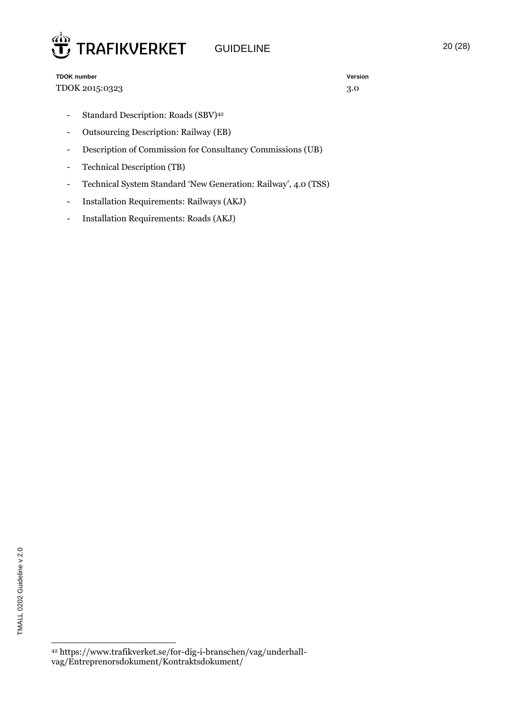- Standard Description: Roads (SBV)[42]
- Outsourcing Description: Railway (EB)
- Description of Commission for Consultancy Commissions (UB)
- Technical Description (TB)
- Technical System Standard 'New Generation: Railway', 4.0 (TSS)
- Installation Requirements: Railways (AKJ)
- Installation Requirements: Roads (AKJ)

[42] https://www.trafikverket.se/for-dig-i-branschen/vag/underhall-vag/Entreprenorsdokument/Kontraktsdokument/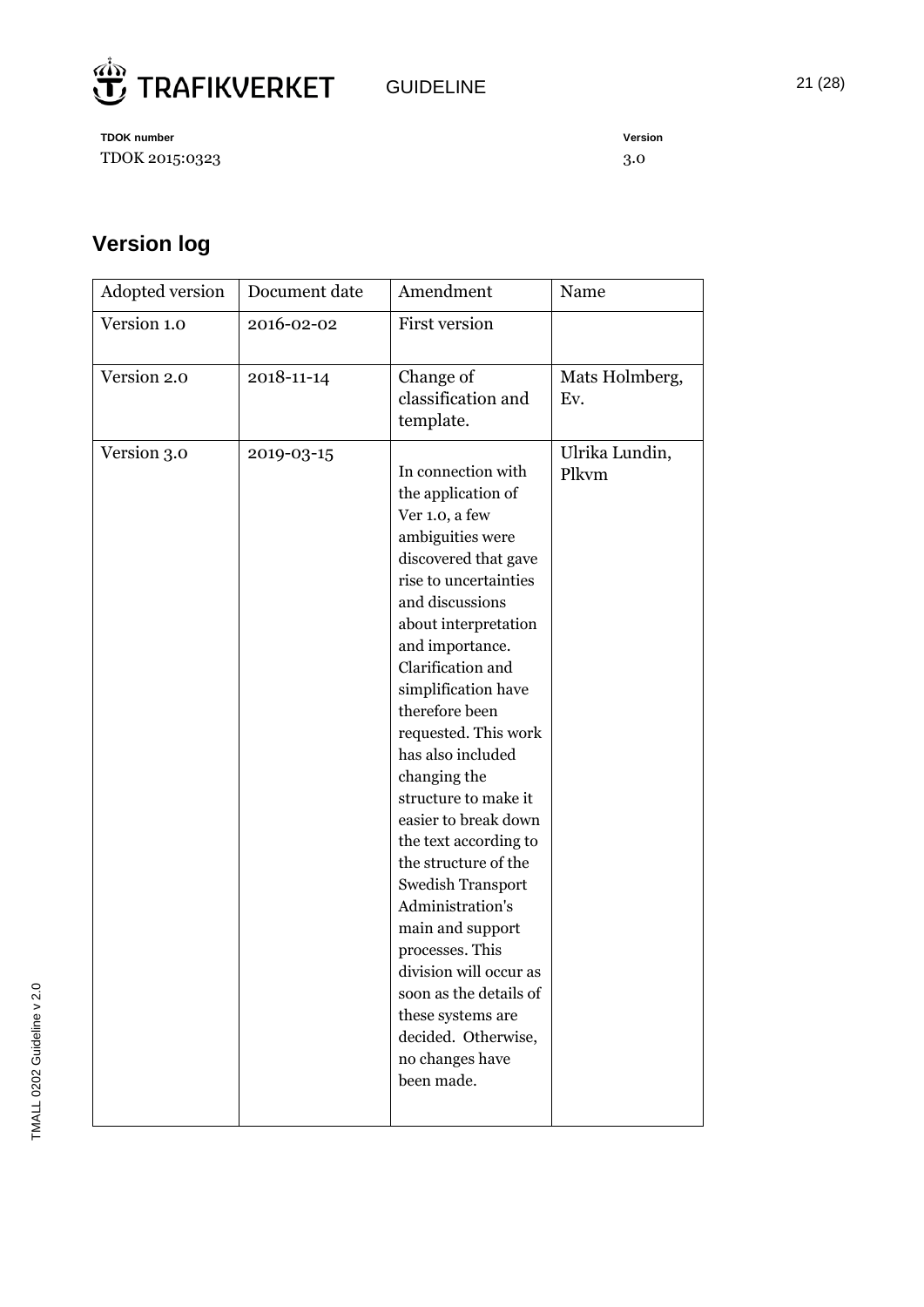## Version log

| Adopted version | Document date | Amendment | Name |
|---|---|---|---|
| Version 1.0 | 2016-02-02 | First version | |
| Version 2.0 | 2018-11-14 | Change of classification and template. | Mats Holmberg, Ev. |
| Version 3.0 | 2019-03-15 | In connection with the application of Ver 1.0, a few ambiguities were discovered that gave rise to uncertainties and discussions about interpretation and importance. Clarification and simplification have therefore been requested. This work has also included changing the structure to make it easier to break down the text according to the structure of the Swedish Transport Administration's main and support processes. This division will occur as soon as the details of these systems are decided. Otherwise, no changes have been made. | Ulrika Lundin, Plkvm |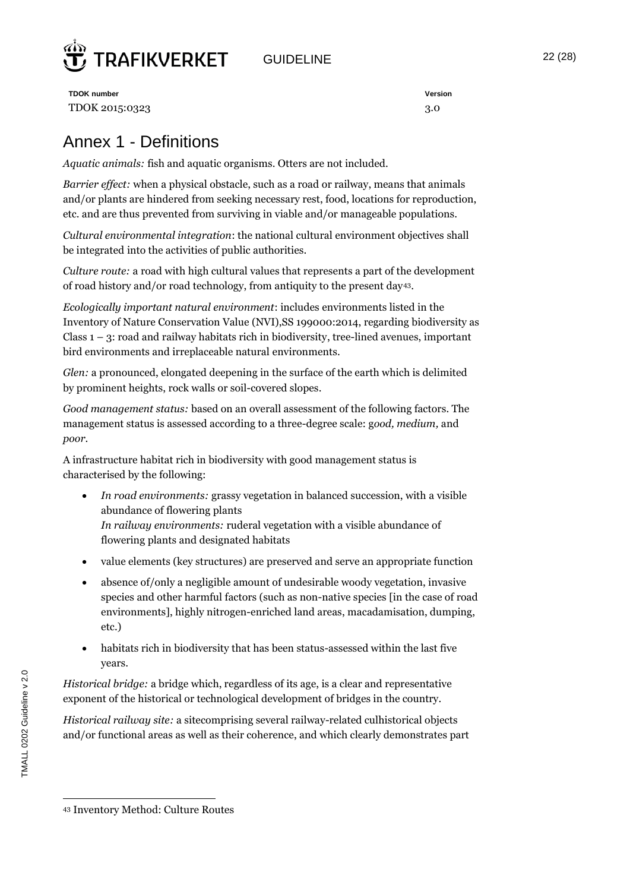# Annex 1 - Definitions

*Aquatic animals:* fish and aquatic organisms. Otters are not included.

*Barrier effect:* when a physical obstacle, such as a road or railway, means that animals and/or plants are hindered from seeking necessary rest, food, locations for reproduction, etc. and are thus prevented from surviving in viable and/or manageable populations.

*Cultural environmental integration*: the national cultural environment objectives shall be integrated into the activities of public authorities.

*Culture route:* a road with high cultural values that represents a part of the development of road history and/or road technology, from antiquity to the present day[43].

*Ecologically important natural environment*: includes environments listed in the Inventory of Nature Conservation Value (NVI),SS 199000:2014, regarding biodiversity as Class 1 – 3: road and railway habitats rich in biodiversity, tree-lined avenues, important bird environments and irreplaceable natural environments.

*Glen:* a pronounced, elongated deepening in the surface of the earth which is delimited by prominent heights, rock walls or soil-covered slopes.

*Good management status:* based on an overall assessment of the following factors. The management status is assessed according to a three-degree scale: g*ood, medium,* and *poor*.

A infrastructure habitat rich in biodiversity with good management status is characterised by the following:

- *In road environments:* grassy vegetation in balanced succession, with a visible abundance of flowering plants
  *In railway environments:* ruderal vegetation with a visible abundance of flowering plants and designated habitats
- value elements (key structures) are preserved and serve an appropriate function
- absence of/only a negligible amount of undesirable woody vegetation, invasive species and other harmful factors (such as non-native species [in the case of road environments], highly nitrogen-enriched land areas, macadamisation, dumping, etc.)
- habitats rich in biodiversity that has been status-assessed within the last five years.

*Historical bridge:* a bridge which, regardless of its age, is a clear and representative exponent of the historical or technological development of bridges in the country.

*Historical railway site:* a sitecomprising several railway-related culhistorical objects and/or functional areas as well as their coherence, and which clearly demonstrates part

[43] Inventory Method: Culture Routes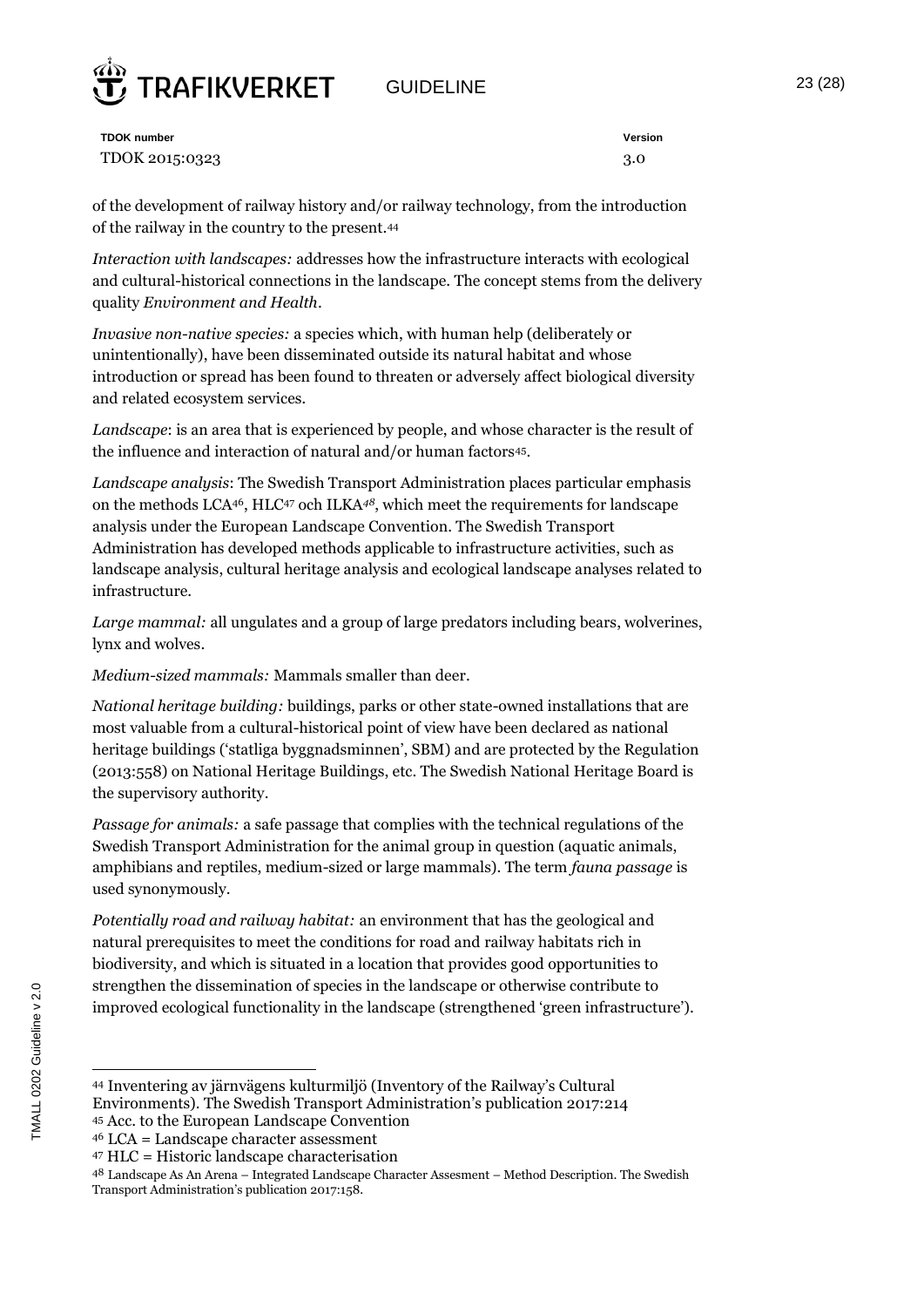of the development of railway history and/or railway technology, from the introduction of the railway in the country to the present.[44]

*Interaction with landscapes:* addresses how the infrastructure interacts with ecological and cultural-historical connections in the landscape. The concept stems from the delivery quality *Environment and Health*.

*Invasive non-native species:* a species which, with human help (deliberately or unintentionally), have been disseminated outside its natural habitat and whose introduction or spread has been found to threaten or adversely affect biological diversity and related ecosystem services.

*Landscape*: is an area that is experienced by people, and whose character is the result of the influence and interaction of natural and/or human factors[45].

*Landscape analysis*: The Swedish Transport Administration places particular emphasis on the methods LCA[46], HLC[47] och ILKA[48], which meet the requirements for landscape analysis under the European Landscape Convention. The Swedish Transport Administration has developed methods applicable to infrastructure activities, such as landscape analysis, cultural heritage analysis and ecological landscape analyses related to infrastructure.

*Large mammal:* all ungulates and a group of large predators including bears, wolverines, lynx and wolves.

*Medium-sized mammals:* Mammals smaller than deer.

*National heritage building:* buildings, parks or other state-owned installations that are most valuable from a cultural-historical point of view have been declared as national heritage buildings ('statliga byggnadsminnen', SBM) and are protected by the Regulation (2013:558) on National Heritage Buildings, etc. The Swedish National Heritage Board is the supervisory authority.

*Passage for animals:* a safe passage that complies with the technical regulations of the Swedish Transport Administration for the animal group in question (aquatic animals, amphibians and reptiles, medium-sized or large mammals). The term *fauna passage* is used synonymously.

*Potentially road and railway habitat:* an environment that has the geological and natural prerequisites to meet the conditions for road and railway habitats rich in biodiversity, and which is situated in a location that provides good opportunities to strengthen the dissemination of species in the landscape or otherwise contribute to improved ecological functionality in the landscape (strengthened 'green infrastructure').

---

[44] Inventering av järnvägens kulturmiljö (Inventory of the Railway's Cultural Environments). The Swedish Transport Administration's publication 2017:214

[45] Acc. to the European Landscape Convention

[46] LCA = Landscape character assessment

[47] HLC = Historic landscape characterisation

[48] Landscape As An Arena – Integrated Landscape Character Assesment – Method Description. The Swedish Transport Administration's publication 2017:158.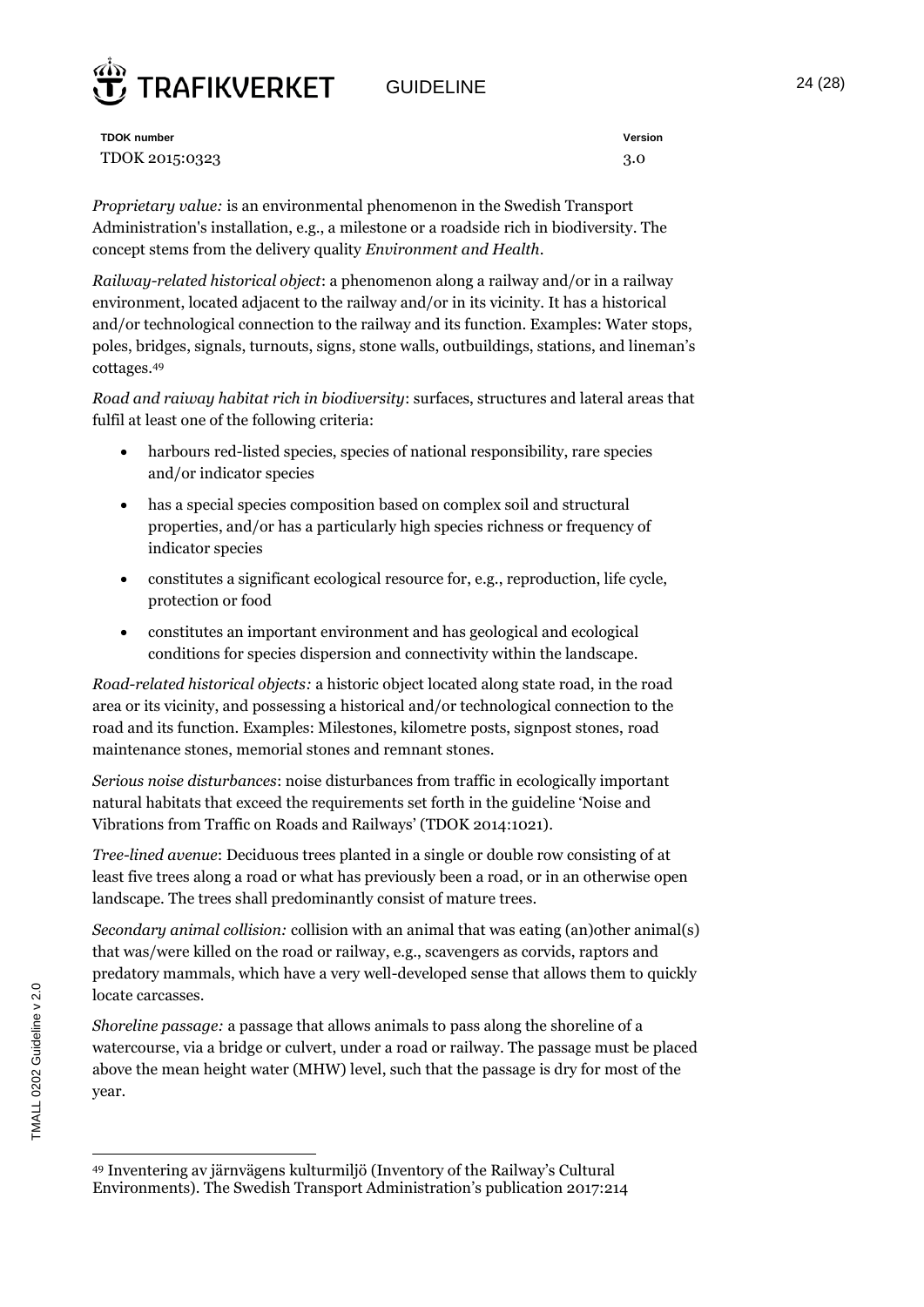TDOK number: TDOK 2015:0323 | Version: 3.0

*Proprietary value:* is an environmental phenomenon in the Swedish Transport Administration's installation, e.g., a milestone or a roadside rich in biodiversity. The concept stems from the delivery quality *Environment and Health*.

*Railway-related historical object*: a phenomenon along a railway and/or in a railway environment, located adjacent to the railway and/or in its vicinity. It has a historical and/or technological connection to the railway and its function. Examples: Water stops, poles, bridges, signals, turnouts, signs, stone walls, outbuildings, stations, and lineman's cottages.[49]

*Road and raiway habitat rich in biodiversity*: surfaces, structures and lateral areas that fulfil at least one of the following criteria:

- harbours red-listed species, species of national responsibility, rare species and/or indicator species
- has a special species composition based on complex soil and structural properties, and/or has a particularly high species richness or frequency of indicator species
- constitutes a significant ecological resource for, e.g., reproduction, life cycle, protection or food
- constitutes an important environment and has geological and ecological conditions for species dispersion and connectivity within the landscape.

*Road-related historical objects:* a historic object located along state road, in the road area or its vicinity, and possessing a historical and/or technological connection to the road and its function. Examples: Milestones, kilometre posts, signpost stones, road maintenance stones, memorial stones and remnant stones.

*Serious noise disturbances*: noise disturbances from traffic in ecologically important natural habitats that exceed the requirements set forth in the guideline 'Noise and Vibrations from Traffic on Roads and Railways' (TDOK 2014:1021).

*Tree-lined avenue*: Deciduous trees planted in a single or double row consisting of at least five trees along a road or what has previously been a road, or in an otherwise open landscape. The trees shall predominantly consist of mature trees.

*Secondary animal collision:* collision with an animal that was eating (an)other animal(s) that was/were killed on the road or railway, e.g., scavengers as corvids, raptors and predatory mammals, which have a very well-developed sense that allows them to quickly locate carcasses.

*Shoreline passage:* a passage that allows animals to pass along the shoreline of a watercourse, via a bridge or culvert, under a road or railway. The passage must be placed above the mean height water (MHW) level, such that the passage is dry for most of the year.

---

[49] Inventering av järnvägens kulturmiljö (Inventory of the Railway's Cultural Environments). The Swedish Transport Administration's publication 2017:214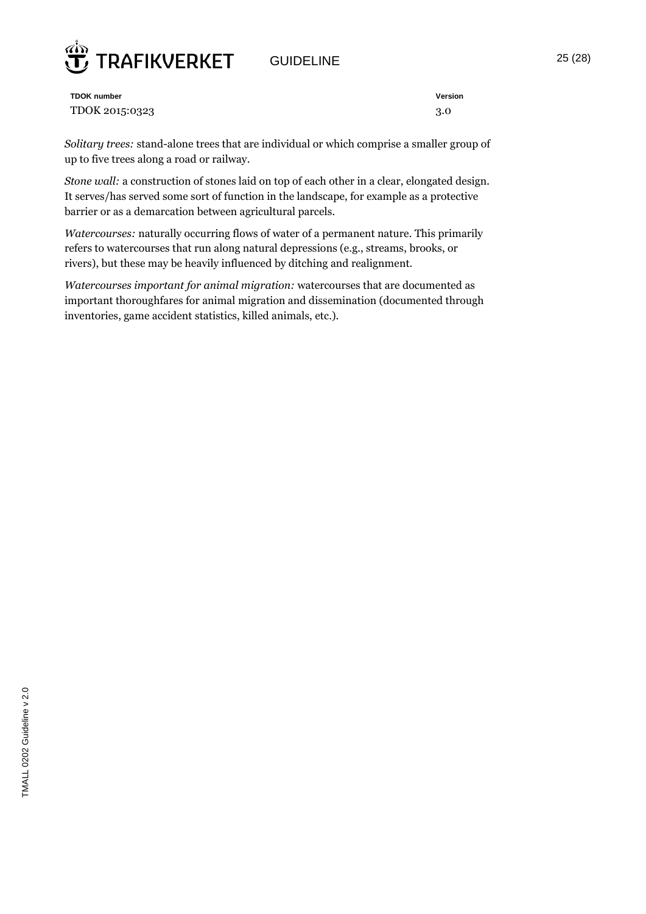*Solitary trees:* stand-alone trees that are individual or which comprise a smaller group of up to five trees along a road or railway.

*Stone wall:* a construction of stones laid on top of each other in a clear, elongated design. It serves/has served some sort of function in the landscape, for example as a protective barrier or as a demarcation between agricultural parcels.

*Watercourses:* naturally occurring flows of water of a permanent nature. This primarily refers to watercourses that run along natural depressions (e.g., streams, brooks, or rivers), but these may be heavily influenced by ditching and realignment.

*Watercourses important for animal migration:* watercourses that are documented as important thoroughfares for animal migration and dissemination (documented through inventories, game accident statistics, killed animals, etc.).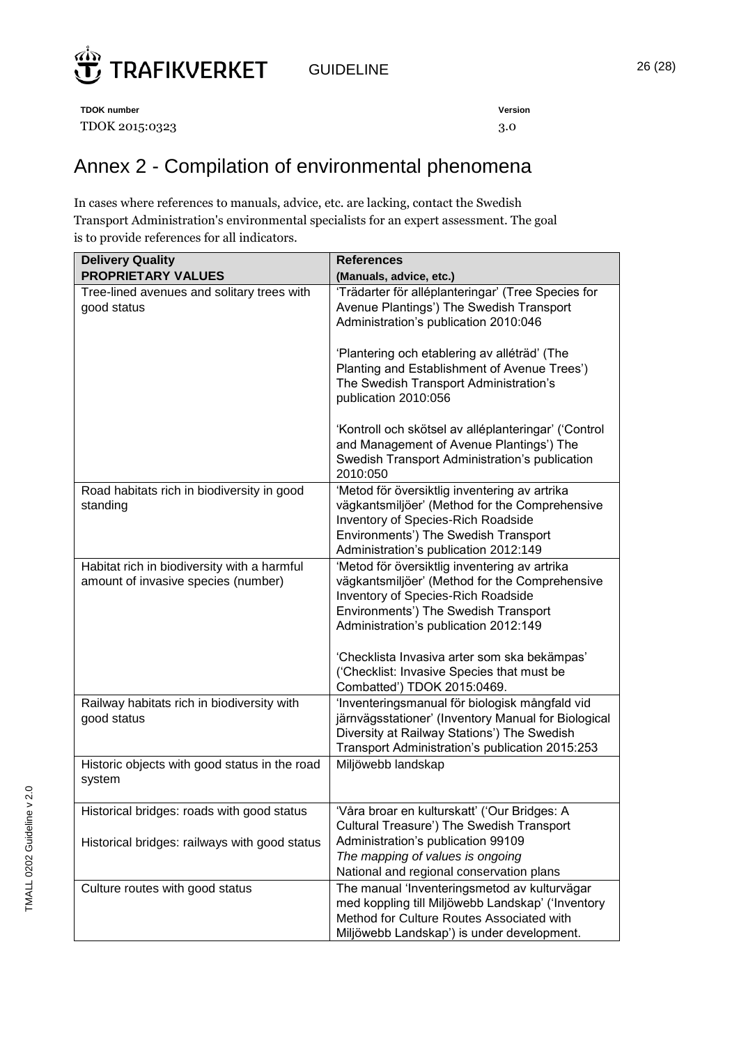# Annex 2 - Compilation of environmental phenomena

In cases where references to manuals, advice, etc. are lacking, contact the Swedish Transport Administration's environmental specialists for an expert assessment. The goal is to provide references for all indicators.

| Delivery Quality<br>**PROPRIETARY VALUES** | References<br>**(Manuals, advice, etc.)** |
|---|---|
| Tree-lined avenues and solitary trees with good status | 'Trädarter för alléplanteringar' (Tree Species for Avenue Plantings') The Swedish Transport Administration's publication 2010:046<br><br>'Plantering och etablering av alléträd' (The Planting and Establishment of Avenue Trees') The Swedish Transport Administration's publication 2010:056<br><br>'Kontroll och skötsel av alléplanteringar' ('Control and Management of Avenue Plantings') The Swedish Transport Administration's publication 2010:050 |
| Road habitats rich in biodiversity in good standing | 'Metod för översiktlig inventering av artrika vägkantsmiljöer' (Method for the Comprehensive Inventory of Species-Rich Roadside Environments') The Swedish Transport Administration's publication 2012:149 |
| Habitat rich in biodiversity with a harmful amount of invasive species (number) | 'Metod för översiktlig inventering av artrika vägkantsmiljöer' (Method for the Comprehensive Inventory of Species-Rich Roadside Environments') The Swedish Transport Administration's publication 2012:149<br><br>'Checklista Invasiva arter som ska bekämpas' ('Checklist: Invasive Species that must be Combatted') TDOK 2015:0469. |
| Railway habitats rich in biodiversity with good status | 'Inventeringsmanual för biologisk mångfald vid järnvägsstationer' (Inventory Manual for Biological Diversity at Railway Stations') The Swedish Transport Administration's publication 2015:253 |
| Historic objects with good status in the road system | Miljöwebb landskap |
| Historical bridges: roads with good status<br><br>Historical bridges: railways with good status | 'Våra broar en kulturskatt' ('Our Bridges: A Cultural Treasure') The Swedish Transport Administration's publication 99109<br>*The mapping of values is ongoing*<br>National and regional conservation plans |
| Culture routes with good status | The manual 'Inventeringsmetod av kulturvägar med koppling till Miljöwebb Landskap' ('Inventory Method for Culture Routes Associated with Miljöwebb Landskap') is under development. |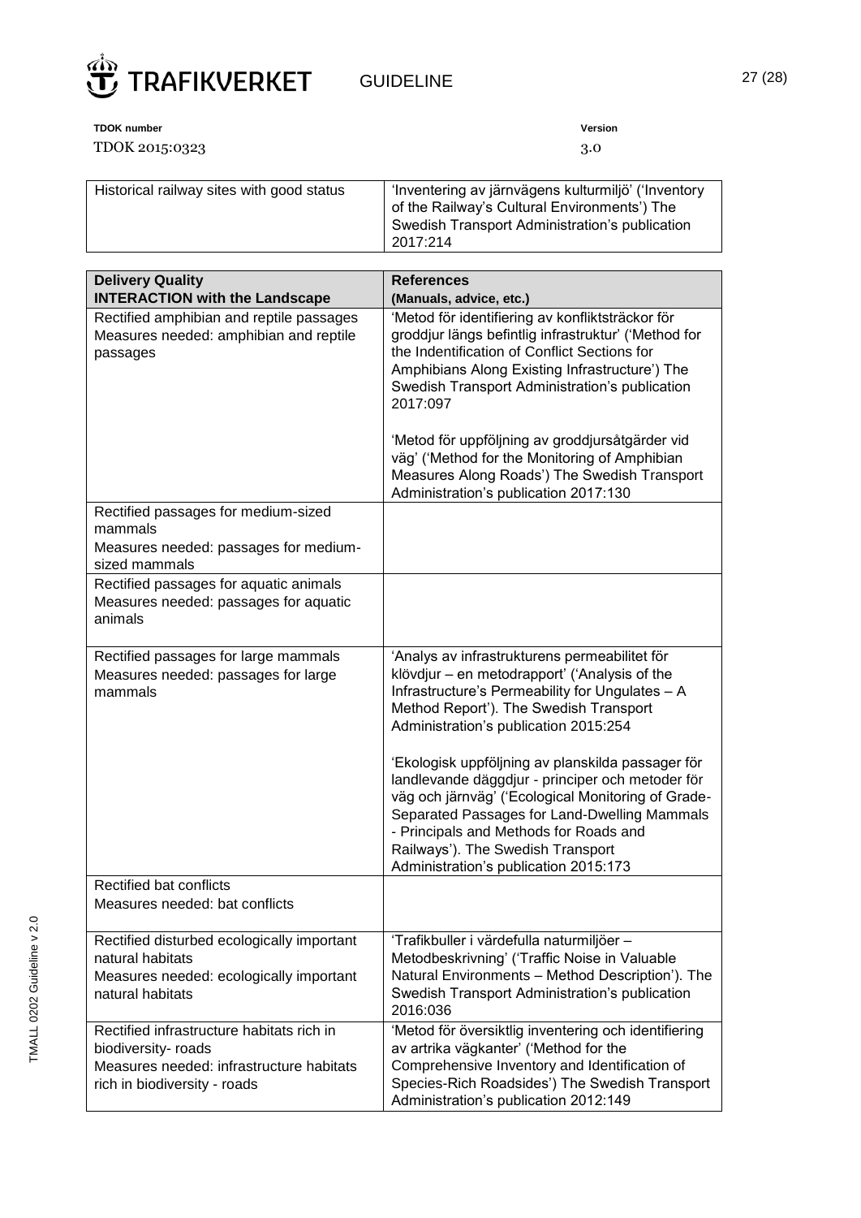**TDOK number**
TDOK 2015:0323

**Version**
3.0

| | |
|---|---|
| Historical railway sites with good status | 'Inventering av järnvägens kulturmiljö' ('Inventory of the Railway's Cultural Environments') The Swedish Transport Administration's publication 2017:214 |

| Delivery Quality<br>INTERACTION with the Landscape | References<br>(Manuals, advice, etc.) |
|---|---|
| Rectified amphibian and reptile passages<br>Measures needed: amphibian and reptile passages | 'Metod för identifiering av konfliktsträckor för groddjur längs befintlig infrastruktur' ('Method for the Indentification of Conflict Sections for Amphibians Along Existing Infrastructure') The Swedish Transport Administration's publication 2017:097<br><br>'Metod för uppföljning av groddjursåtgärder vid väg' ('Method for the Monitoring of Amphibian Measures Along Roads') The Swedish Transport Administration's publication 2017:130 |
| Rectified passages for medium-sized mammals<br>Measures needed: passages for medium-sized mammals | |
| Rectified passages for aquatic animals<br>Measures needed: passages for aquatic animals | |
| Rectified passages for large mammals<br>Measures needed: passages for large mammals | 'Analys av infrastrukturens permeabilitet för klövdjur – en metodrapport' ('Analysis of the Infrastructure's Permeability for Ungulates – A Method Report'). The Swedish Transport Administration's publication 2015:254<br><br>'Ekologisk uppföljning av planskilda passager för landlevande däggdjur - principer och metoder för väg och järnväg' ('Ecological Monitoring of Grade-Separated Passages for Land-Dwelling Mammals - Principals and Methods for Roads and Railways'). The Swedish Transport Administration's publication 2015:173 |
| Rectified bat conflicts<br>Measures needed: bat conflicts | |
| Rectified disturbed ecologically important natural habitats<br>Measures needed: ecologically important natural habitats | 'Trafikbuller i värdefulla naturmiljöer – Metodbeskrivning' ('Traffic Noise in Valuable Natural Environments – Method Description'). The Swedish Transport Administration's publication 2016:036 |
| Rectified infrastructure habitats rich in biodiversity- roads<br>Measures needed: infrastructure habitats rich in biodiversity - roads | 'Metod för översiktlig inventering och identifiering av artrika vägkanter' ('Method for the Comprehensive Inventory and Identification of Species-Rich Roadsides') The Swedish Transport Administration's publication 2012:149 |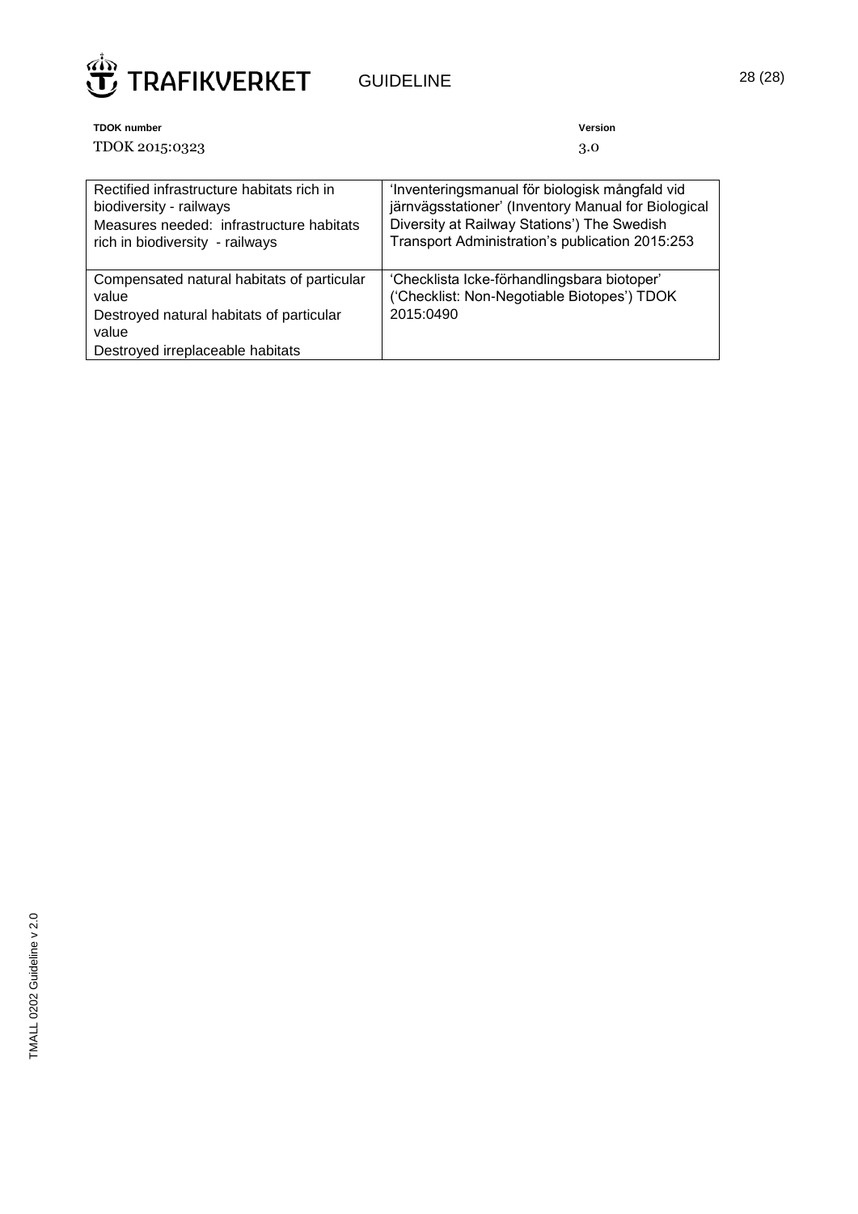| | |
|---|---|
| Rectified infrastructure habitats rich in biodiversity - railways<br>Measures needed: infrastructure habitats rich in biodiversity - railways | 'Inventeringsmanual för biologisk mångfald vid järnvägsstationer' (Inventory Manual for Biological Diversity at Railway Stations') The Swedish Transport Administration's publication 2015:253 |
| Compensated natural habitats of particular value<br>Destroyed natural habitats of particular value<br>Destroyed irreplaceable habitats | 'Checklista Icke-förhandlingsbara biotoper' ('Checklist: Non-Negotiable Biotopes') TDOK 2015:0490 |